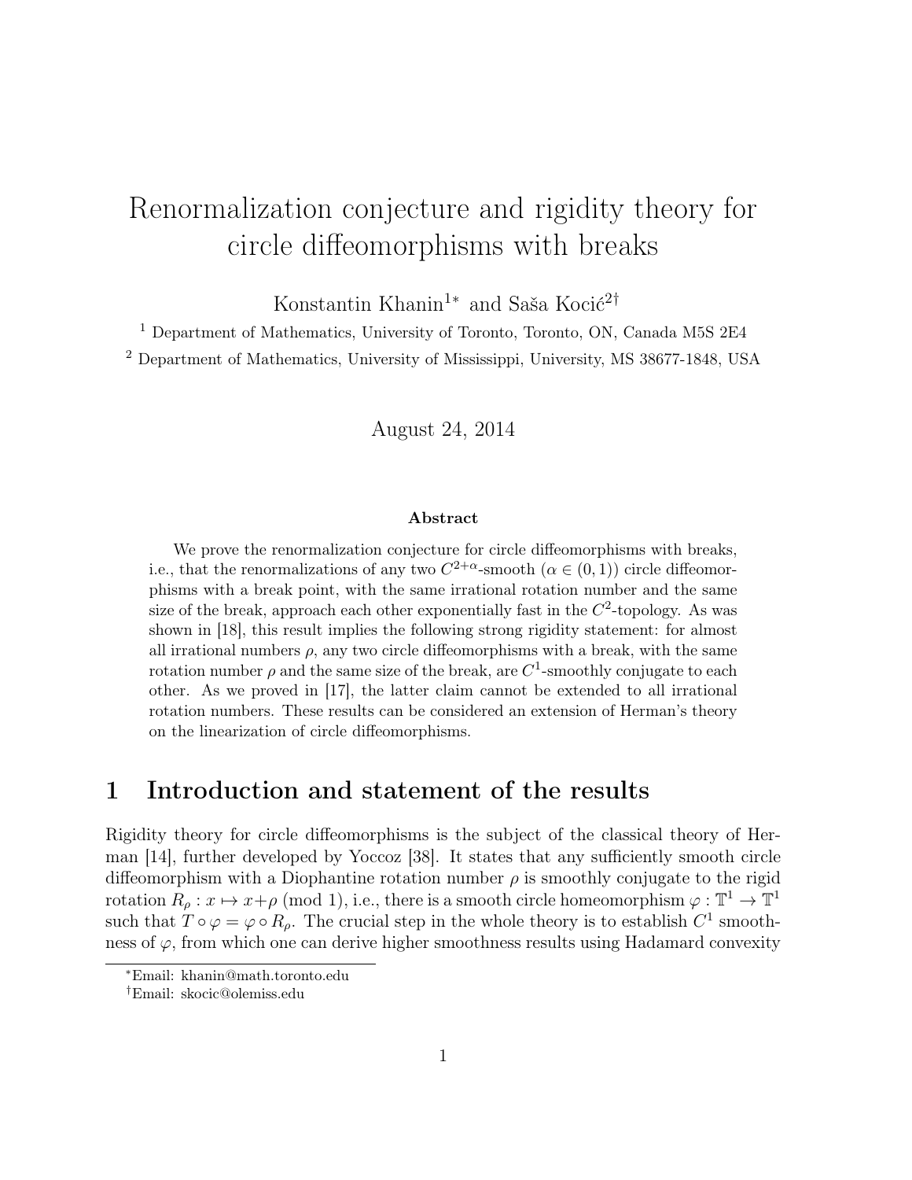# Renormalization conjecture and rigidity theory for circle diffeomorphisms with breaks

Konstantin Khanin[1*] and Saša Kocić[2†]

[1] Department of Mathematics, University of Toronto, Toronto, ON, Canada M5S 2E4

[2] Department of Mathematics, University of Mississippi, University, MS 38677-1848, USA

August 24, 2014

**Abstract**

We prove the renormalization conjecture for circle diffeomorphisms with breaks, i.e., that the renormalizations of any two $C^{2+\alpha}$-smooth ($\alpha \in (0,1)$) circle diffeomorphisms with a break point, with the same irrational rotation number and the same size of the break, approach each other exponentially fast in the $C^2$-topology. As was shown in [18], this result implies the following strong rigidity statement: for almost all irrational numbers $\rho$, any two circle diffeomorphisms with a break, with the same rotation number $\rho$ and the same size of the break, are $C^1$-smoothly conjugate to each other. As we proved in [17], the latter claim cannot be extended to all irrational rotation numbers. These results can be considered an extension of Herman's theory on the linearization of circle diffeomorphisms.

## 1 Introduction and statement of the results

Rigidity theory for circle diffeomorphisms is the subject of the classical theory of Herman [14], further developed by Yoccoz [38]. It states that any sufficiently smooth circle diffeomorphism with a Diophantine rotation number $\rho$ is smoothly conjugate to the rigid rotation $R_\rho : x \mapsto x+\rho \pmod 1$, i.e., there is a smooth circle homeomorphism $\varphi : \mathbb{T}^1 \to \mathbb{T}^1$ such that $T \circ \varphi = \varphi \circ R_\rho$. The crucial step in the whole theory is to establish $C^1$ smoothness of $\varphi$, from which one can derive higher smoothness results using Hadamard convexity

*Email: khanin@math.toronto.edu

†Email: skocic@olemiss.edu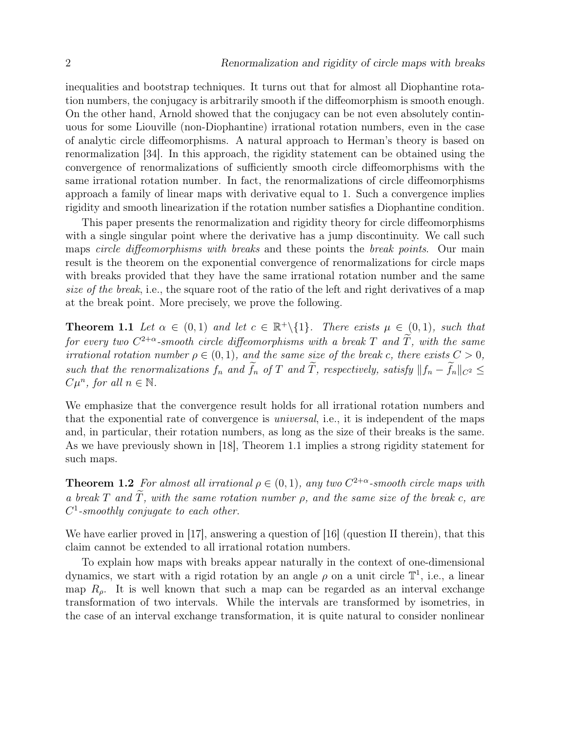inequalities and bootstrap techniques. It turns out that for almost all Diophantine rotation numbers, the conjugacy is arbitrarily smooth if the diffeomorphism is smooth enough. On the other hand, Arnold showed that the conjugacy can be not even absolutely continuous for some Liouville (non-Diophantine) irrational rotation numbers, even in the case of analytic circle diffeomorphisms. A natural approach to Herman's theory is based on renormalization [34]. In this approach, the rigidity statement can be obtained using the convergence of renormalizations of sufficiently smooth circle diffeomorphisms with the same irrational rotation number. In fact, the renormalizations of circle diffeomorphisms approach a family of linear maps with derivative equal to 1. Such a convergence implies rigidity and smooth linearization if the rotation number satisfies a Diophantine condition.

This paper presents the renormalization and rigidity theory for circle diffeomorphisms with a single singular point where the derivative has a jump discontinuity. We call such maps *circle diffeomorphisms with breaks* and these points the *break points*. Our main result is the theorem on the exponential convergence of renormalizations for circle maps with breaks provided that they have the same irrational rotation number and the same *size of the break*, i.e., the square root of the ratio of the left and right derivatives of a map at the break point. More precisely, we prove the following.

**Theorem 1.1** *Let $\alpha \in (0,1)$ and let $c \in \mathbb{R}^+\backslash\{1\}$. There exists $\mu \in (0,1)$, such that for every two $C^{2+\alpha}$-smooth circle diffeomorphisms with a break $T$ and $\widetilde{T}$, with the same irrational rotation number $\rho \in (0,1)$, and the same size of the break $c$, there exists $C > 0$, such that the renormalizations $f_n$ and $\widetilde{f}_n$ of $T$ and $\widetilde{T}$, respectively, satisfy $\|f_n - \widetilde{f}_n\|_{C^2} \leq C\mu^n$, for all $n \in \mathbb{N}$.*

We emphasize that the convergence result holds for all irrational rotation numbers and that the exponential rate of convergence is *universal*, i.e., it is independent of the maps and, in particular, their rotation numbers, as long as the size of their breaks is the same. As we have previously shown in [18], Theorem 1.1 implies a strong rigidity statement for such maps.

**Theorem 1.2** *For almost all irrational $\rho \in (0,1)$, any two $C^{2+\alpha}$-smooth circle maps with a break $T$ and $\widetilde{T}$, with the same rotation number $\rho$, and the same size of the break $c$, are $C^1$-smoothly conjugate to each other.*

We have earlier proved in [17], answering a question of [16] (question II therein), that this claim cannot be extended to all irrational rotation numbers.

To explain how maps with breaks appear naturally in the context of one-dimensional dynamics, we start with a rigid rotation by an angle $\rho$ on a unit circle $\mathbb{T}^1$, i.e., a linear map $R_\rho$. It is well known that such a map can be regarded as an interval exchange transformation of two intervals. While the intervals are transformed by isometries, in the case of an interval exchange transformation, it is quite natural to consider nonlinear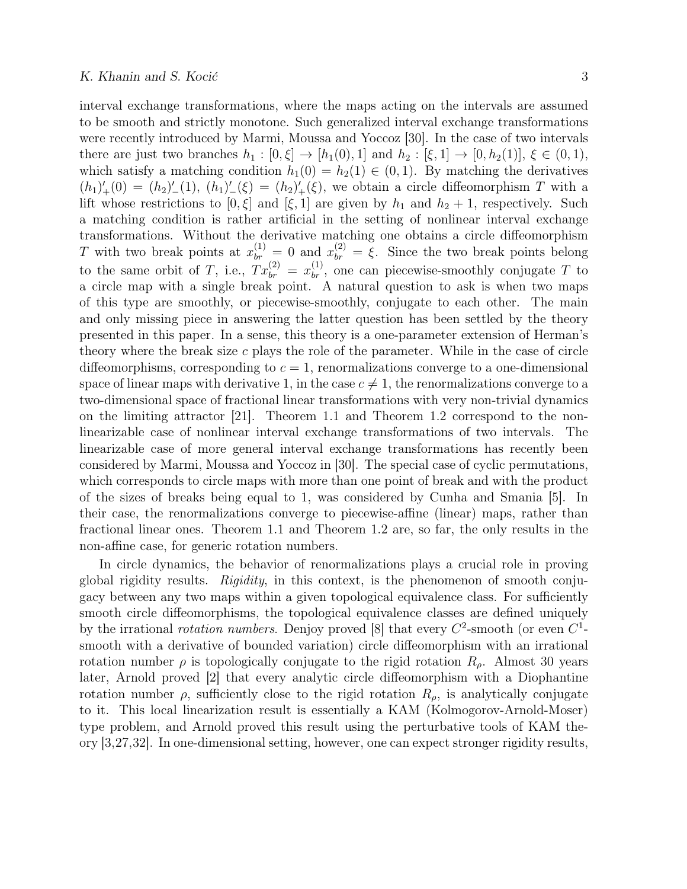interval exchange transformations, where the maps acting on the intervals are assumed to be smooth and strictly monotone. Such generalized interval exchange transformations were recently introduced by Marmi, Moussa and Yoccoz [30]. In the case of two intervals there are just two branches $h_1 : [0, \xi] \to [h_1(0), 1]$ and $h_2 : [\xi, 1] \to [0, h_2(1)]$, $\xi \in (0, 1)$, which satisfy a matching condition $h_1(0) = h_2(1) \in (0, 1)$. By matching the derivatives $(h_1)'_+(0) = (h_2)'_-(1)$, $(h_1)'_-(\xi) = (h_2)'_+(\xi)$, we obtain a circle diffeomorphism $T$ with a lift whose restrictions to $[0, \xi]$ and $[\xi, 1]$ are given by $h_1$ and $h_2 + 1$, respectively. Such a matching condition is rather artificial in the setting of nonlinear interval exchange transformations. Without the derivative matching one obtains a circle diffeomorphism $T$ with two break points at $x_{br}^{(1)} = 0$ and $x_{br}^{(2)} = \xi$. Since the two break points belong to the same orbit of $T$, i.e., $Tx_{br}^{(2)} = x_{br}^{(1)}$, one can piecewise-smoothly conjugate $T$ to a circle map with a single break point. A natural question to ask is when two maps of this type are smoothly, or piecewise-smoothly, conjugate to each other. The main and only missing piece in answering the latter question has been settled by the theory presented in this paper. In a sense, this theory is a one-parameter extension of Herman's theory where the break size $c$ plays the role of the parameter. While in the case of circle diffeomorphisms, corresponding to $c = 1$, renormalizations converge to a one-dimensional space of linear maps with derivative 1, in the case $c \neq 1$, the renormalizations converge to a two-dimensional space of fractional linear transformations with very non-trivial dynamics on the limiting attractor [21]. Theorem 1.1 and Theorem 1.2 correspond to the non-linearizable case of nonlinear interval exchange transformations of two intervals. The linearizable case of more general interval exchange transformations has recently been considered by Marmi, Moussa and Yoccoz in [30]. The special case of cyclic permutations, which corresponds to circle maps with more than one point of break and with the product of the sizes of breaks being equal to 1, was considered by Cunha and Smania [5]. In their case, the renormalizations converge to piecewise-affine (linear) maps, rather than fractional linear ones. Theorem 1.1 and Theorem 1.2 are, so far, the only results in the non-affine case, for generic rotation numbers.

In circle dynamics, the behavior of renormalizations plays a crucial role in proving global rigidity results. *Rigidity*, in this context, is the phenomenon of smooth conjugacy between any two maps within a given topological equivalence class. For sufficiently smooth circle diffeomorphisms, the topological equivalence classes are defined uniquely by the irrational *rotation numbers*. Denjoy proved [8] that every $C^2$-smooth (or even $C^1$-smooth with a derivative of bounded variation) circle diffeomorphism with an irrational rotation number $\rho$ is topologically conjugate to the rigid rotation $R_\rho$. Almost 30 years later, Arnold proved [2] that every analytic circle diffeomorphism with a Diophantine rotation number $\rho$, sufficiently close to the rigid rotation $R_\rho$, is analytically conjugate to it. This local linearization result is essentially a KAM (Kolmogorov-Arnold-Moser) type problem, and Arnold proved this result using the perturbative tools of KAM theory [3,27,32]. In one-dimensional setting, however, one can expect stronger rigidity results,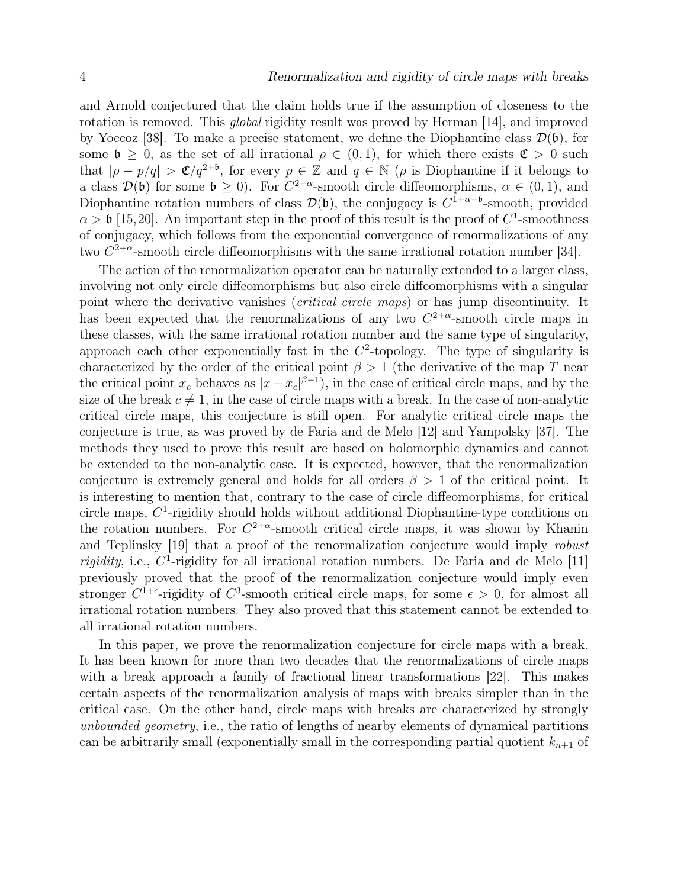and Arnold conjectured that the claim holds true if the assumption of closeness to the rotation is removed. This *global* rigidity result was proved by Herman [14], and improved by Yoccoz [38]. To make a precise statement, we define the Diophantine class $\mathcal{D}(\mathfrak{b})$, for some $\mathfrak{b} \geq 0$, as the set of all irrational $\rho \in (0,1)$, for which there exists $\mathfrak{C} > 0$ such that $|\rho - p/q| > \mathfrak{C}/q^{2+\mathfrak{b}}$, for every $p \in \mathbb{Z}$ and $q \in \mathbb{N}$ ($\rho$ is Diophantine if it belongs to a class $\mathcal{D}(\mathfrak{b})$ for some $\mathfrak{b} \geq 0$). For $C^{2+\alpha}$-smooth circle diffeomorphisms, $\alpha \in (0,1)$, and Diophantine rotation numbers of class $\mathcal{D}(\mathfrak{b})$, the conjugacy is $C^{1+\alpha-\mathfrak{b}}$-smooth, provided $\alpha > \mathfrak{b}$ [15,20]. An important step in the proof of this result is the proof of $C^1$-smoothness of conjugacy, which follows from the exponential convergence of renormalizations of any two $C^{2+\alpha}$-smooth circle diffeomorphisms with the same irrational rotation number [34].

The action of the renormalization operator can be naturally extended to a larger class, involving not only circle diffeomorphisms but also circle diffeomorphisms with a singular point where the derivative vanishes (*critical circle maps*) or has jump discontinuity. It has been expected that the renormalizations of any two $C^{2+\alpha}$-smooth circle maps in these classes, with the same irrational rotation number and the same type of singularity, approach each other exponentially fast in the $C^2$-topology. The type of singularity is characterized by the order of the critical point $\beta > 1$ (the derivative of the map $T$ near the critical point $x_c$ behaves as $|x - x_c|^{\beta-1}$), in the case of critical circle maps, and by the size of the break $c \neq 1$, in the case of circle maps with a break. In the case of non-analytic critical circle maps, this conjecture is still open. For analytic critical circle maps the conjecture is true, as was proved by de Faria and de Melo [12] and Yampolsky [37]. The methods they used to prove this result are based on holomorphic dynamics and cannot be extended to the non-analytic case. It is expected, however, that the renormalization conjecture is extremely general and holds for all orders $\beta > 1$ of the critical point. It is interesting to mention that, contrary to the case of circle diffeomorphisms, for critical circle maps, $C^1$-rigidity should holds without additional Diophantine-type conditions on the rotation numbers. For $C^{2+\alpha}$-smooth critical circle maps, it was shown by Khanin and Teplinsky [19] that a proof of the renormalization conjecture would imply *robust rigidity*, i.e., $C^1$-rigidity for all irrational rotation numbers. De Faria and de Melo [11] previously proved that the proof of the renormalization conjecture would imply even stronger $C^{1+\epsilon}$-rigidity of $C^3$-smooth critical circle maps, for some $\epsilon > 0$, for almost all irrational rotation numbers. They also proved that this statement cannot be extended to all irrational rotation numbers.

In this paper, we prove the renormalization conjecture for circle maps with a break. It has been known for more than two decades that the renormalizations of circle maps with a break approach a family of fractional linear transformations [22]. This makes certain aspects of the renormalization analysis of maps with breaks simpler than in the critical case. On the other hand, circle maps with breaks are characterized by strongly *unbounded geometry*, i.e., the ratio of lengths of nearby elements of dynamical partitions can be arbitrarily small (exponentially small in the corresponding partial quotient $k_{n+1}$ of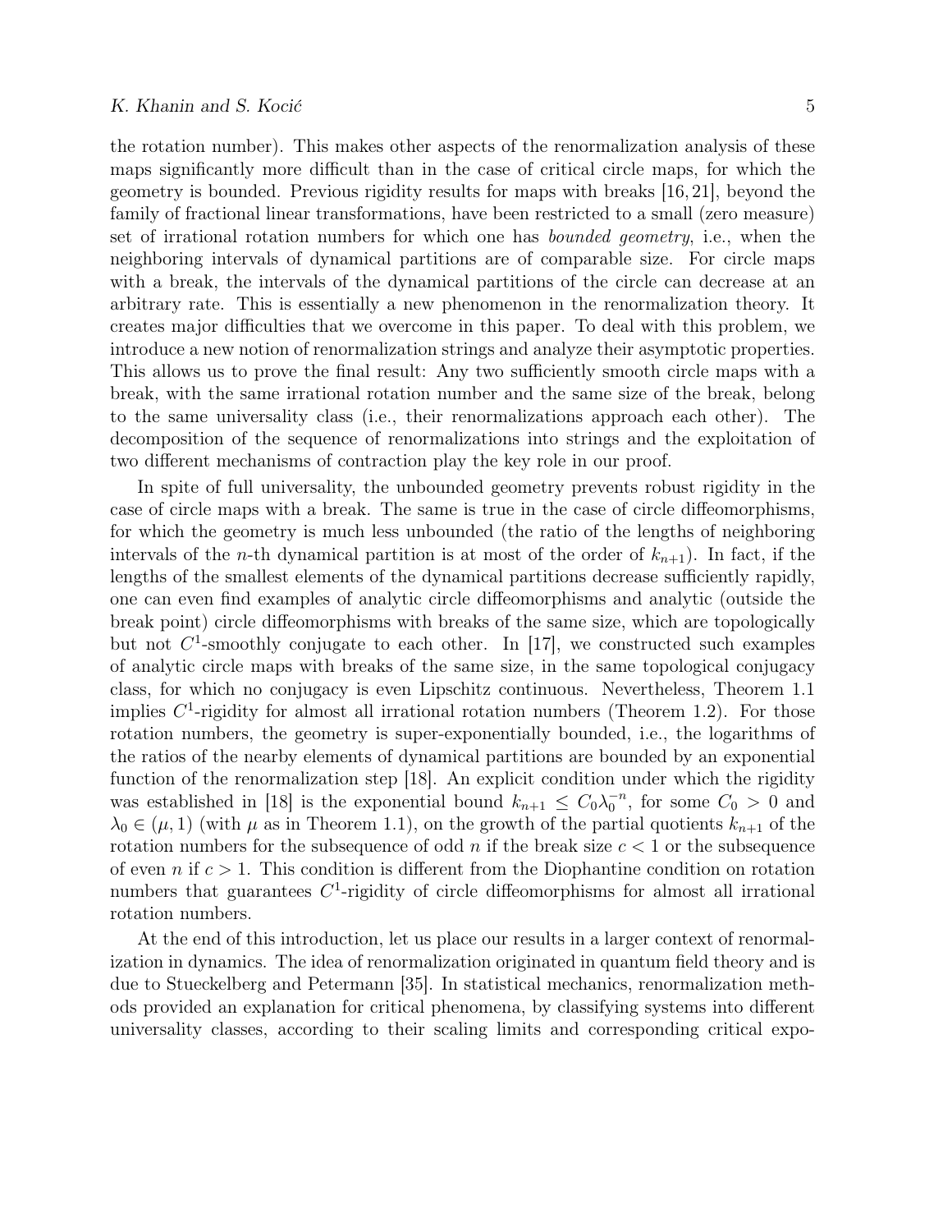the rotation number). This makes other aspects of the renormalization analysis of these maps significantly more difficult than in the case of critical circle maps, for which the geometry is bounded. Previous rigidity results for maps with breaks [16, 21], beyond the family of fractional linear transformations, have been restricted to a small (zero measure) set of irrational rotation numbers for which one has *bounded geometry*, i.e., when the neighboring intervals of dynamical partitions are of comparable size. For circle maps with a break, the intervals of the dynamical partitions of the circle can decrease at an arbitrary rate. This is essentially a new phenomenon in the renormalization theory. It creates major difficulties that we overcome in this paper. To deal with this problem, we introduce a new notion of renormalization strings and analyze their asymptotic properties. This allows us to prove the final result: Any two sufficiently smooth circle maps with a break, with the same irrational rotation number and the same size of the break, belong to the same universality class (i.e., their renormalizations approach each other). The decomposition of the sequence of renormalizations into strings and the exploitation of two different mechanisms of contraction play the key role in our proof.

In spite of full universality, the unbounded geometry prevents robust rigidity in the case of circle maps with a break. The same is true in the case of circle diffeomorphisms, for which the geometry is much less unbounded (the ratio of the lengths of neighboring intervals of the $n$-th dynamical partition is at most of the order of $k_{n+1}$). In fact, if the lengths of the smallest elements of the dynamical partitions decrease sufficiently rapidly, one can even find examples of analytic circle diffeomorphisms and analytic (outside the break point) circle diffeomorphisms with breaks of the same size, which are topologically but not $C^1$-smoothly conjugate to each other. In [17], we constructed such examples of analytic circle maps with breaks of the same size, in the same topological conjugacy class, for which no conjugacy is even Lipschitz continuous. Nevertheless, Theorem 1.1 implies $C^1$-rigidity for almost all irrational rotation numbers (Theorem 1.2). For those rotation numbers, the geometry is super-exponentially bounded, i.e., the logarithms of the ratios of the nearby elements of dynamical partitions are bounded by an exponential function of the renormalization step [18]. An explicit condition under which the rigidity was established in [18] is the exponential bound $k_{n+1} \leq C_0\lambda_0^{-n}$, for some $C_0 > 0$ and $\lambda_0 \in (\mu, 1)$ (with $\mu$ as in Theorem 1.1), on the growth of the partial quotients $k_{n+1}$ of the rotation numbers for the subsequence of odd $n$ if the break size $c < 1$ or the subsequence of even $n$ if $c > 1$. This condition is different from the Diophantine condition on rotation numbers that guarantees $C^1$-rigidity of circle diffeomorphisms for almost all irrational rotation numbers.

At the end of this introduction, let us place our results in a larger context of renormalization in dynamics. The idea of renormalization originated in quantum field theory and is due to Stueckelberg and Petermann [35]. In statistical mechanics, renormalization methods provided an explanation for critical phenomena, by classifying systems into different universality classes, according to their scaling limits and corresponding critical expo-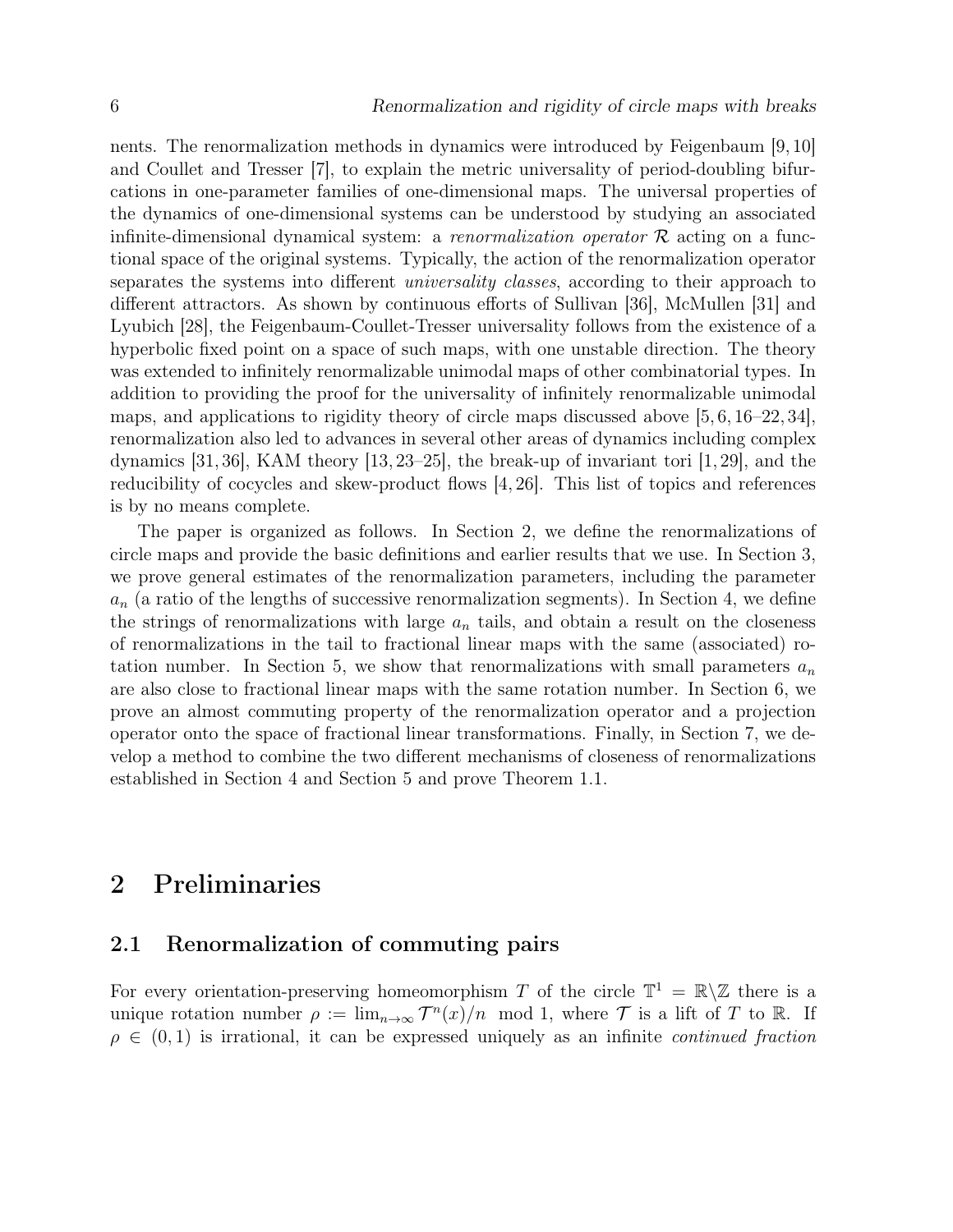nents. The renormalization methods in dynamics were introduced by Feigenbaum [9,10] and Coullet and Tresser [7], to explain the metric universality of period-doubling bifurcations in one-parameter families of one-dimensional maps. The universal properties of the dynamics of one-dimensional systems can be understood by studying an associated infinite-dimensional dynamical system: a *renormalization operator* $\mathcal{R}$ acting on a functional space of the original systems. Typically, the action of the renormalization operator separates the systems into different *universality classes*, according to their approach to different attractors. As shown by continuous efforts of Sullivan [36], McMullen [31] and Lyubich [28], the Feigenbaum-Coullet-Tresser universality follows from the existence of a hyperbolic fixed point on a space of such maps, with one unstable direction. The theory was extended to infinitely renormalizable unimodal maps of other combinatorial types. In addition to providing the proof for the universality of infinitely renormalizable unimodal maps, and applications to rigidity theory of circle maps discussed above [5,6,16–22,34], renormalization also led to advances in several other areas of dynamics including complex dynamics [31,36], KAM theory [13,23–25], the break-up of invariant tori [1,29], and the reducibility of cocycles and skew-product flows [4,26]. This list of topics and references is by no means complete.

The paper is organized as follows. In Section 2, we define the renormalizations of circle maps and provide the basic definitions and earlier results that we use. In Section 3, we prove general estimates of the renormalization parameters, including the parameter $a_n$ (a ratio of the lengths of successive renormalization segments). In Section 4, we define the strings of renormalizations with large $a_n$ tails, and obtain a result on the closeness of renormalizations in the tail to fractional linear maps with the same (associated) rotation number. In Section 5, we show that renormalizations with small parameters $a_n$ are also close to fractional linear maps with the same rotation number. In Section 6, we prove an almost commuting property of the renormalization operator and a projection operator onto the space of fractional linear transformations. Finally, in Section 7, we develop a method to combine the two different mechanisms of closeness of renormalizations established in Section 4 and Section 5 and prove Theorem 1.1.

# 2 Preliminaries

## 2.1 Renormalization of commuting pairs

For every orientation-preserving homeomorphism $T$ of the circle $\mathbb{T}^1 = \mathbb{R}\backslash\mathbb{Z}$ there is a unique rotation number $\rho := \lim_{n\to\infty} \mathcal{T}^n(x)/n \mod 1$, where $\mathcal{T}$ is a lift of $T$ to $\mathbb{R}$. If $\rho \in (0,1)$ is irrational, it can be expressed uniquely as an infinite *continued fraction*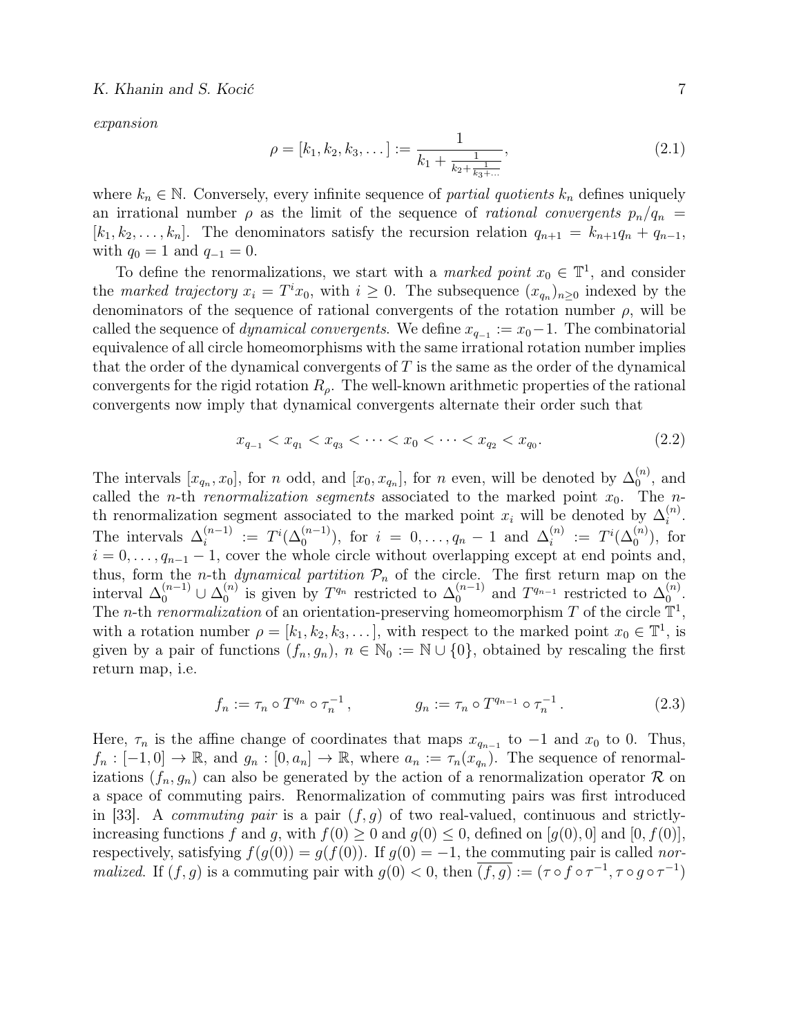*expansion*

$$\rho = [k_1, k_2, k_3, \dots] := \frac{1}{k_1 + \frac{1}{k_2 + \frac{1}{k_3 + \dots}}}, \tag{2.1}$$

where $k_n \in \mathbb{N}$. Conversely, every infinite sequence of *partial quotients* $k_n$ defines uniquely an irrational number $\rho$ as the limit of the sequence of *rational convergents* $p_n/q_n = [k_1, k_2, \dots, k_n]$. The denominators satisfy the recursion relation $q_{n+1} = k_{n+1}q_n + q_{n-1}$, with $q_0 = 1$ and $q_{-1} = 0$.

To define the renormalizations, we start with a *marked point* $x_0 \in \mathbb{T}^1$, and consider the *marked trajectory* $x_i = T^i x_0$, with $i \geq 0$. The subsequence $(x_{q_n})_{n \geq 0}$ indexed by the denominators of the sequence of rational convergents of the rotation number $\rho$, will be called the sequence of *dynamical convergents*. We define $x_{q_{-1}} := x_0 - 1$. The combinatorial equivalence of all circle homeomorphisms with the same irrational rotation number implies that the order of the dynamical convergents of $T$ is the same as the order of the dynamical convergents for the rigid rotation $R_\rho$. The well-known arithmetic properties of the rational convergents now imply that dynamical convergents alternate their order such that

$$x_{q_{-1}} < x_{q_1} < x_{q_3} < \dots < x_0 < \dots < x_{q_2} < x_{q_0}. \tag{2.2}$$

The intervals $[x_{q_n}, x_0]$, for $n$ odd, and $[x_0, x_{q_n}]$, for $n$ even, will be denoted by $\Delta_0^{(n)}$, and called the $n$-th *renormalization segments* associated to the marked point $x_0$. The $n$-th renormalization segment associated to the marked point $x_i$ will be denoted by $\Delta_i^{(n)}$. The intervals $\Delta_i^{(n-1)} := T^i(\Delta_0^{(n-1)})$, for $i = 0, \dots, q_n - 1$ and $\Delta_i^{(n)} := T^i(\Delta_0^{(n)})$, for $i = 0, \dots, q_{n-1} - 1$, cover the whole circle without overlapping except at end points and, thus, form the $n$-th *dynamical partition* $\mathcal{P}_n$ of the circle. The first return map on the interval $\Delta_0^{(n-1)} \cup \Delta_0^{(n)}$ is given by $T^{q_n}$ restricted to $\Delta_0^{(n-1)}$ and $T^{q_{n-1}}$ restricted to $\Delta_0^{(n)}$. The $n$-th *renormalization* of an orientation-preserving homeomorphism $T$ of the circle $\mathbb{T}^1$, with a rotation number $\rho = [k_1, k_2, k_3, \dots]$, with respect to the marked point $x_0 \in \mathbb{T}^1$, is given by a pair of functions $(f_n, g_n)$, $n \in \mathbb{N}_0 := \mathbb{N} \cup \{0\}$, obtained by rescaling the first return map, i.e.

$$f_n := \tau_n \circ T^{q_n} \circ \tau_n^{-1}, \qquad g_n := \tau_n \circ T^{q_{n-1}} \circ \tau_n^{-1}. \tag{2.3}$$

Here, $\tau_n$ is the affine change of coordinates that maps $x_{q_{n-1}}$ to $-1$ and $x_0$ to $0$. Thus, $f_n : [-1, 0] \to \mathbb{R}$, and $g_n : [0, a_n] \to \mathbb{R}$, where $a_n := \tau_n(x_{q_n})$. The sequence of renormalizations $(f_n, g_n)$ can also be generated by the action of a renormalization operator $\mathcal{R}$ on a space of commuting pairs. Renormalization of commuting pairs was first introduced in [33]. A *commuting pair* is a pair $(f, g)$ of two real-valued, continuous and strictly-increasing functions $f$ and $g$, with $f(0) \geq 0$ and $g(0) \leq 0$, defined on $[g(0), 0]$ and $[0, f(0)]$, respectively, satisfying $f(g(0)) = g(f(0))$. If $g(0) = -1$, the commuting pair is called *normalized*. If $(f, g)$ is a commuting pair with $g(0) < 0$, then $\overline{(f, g)} := (\tau \circ f \circ \tau^{-1}, \tau \circ g \circ \tau^{-1})$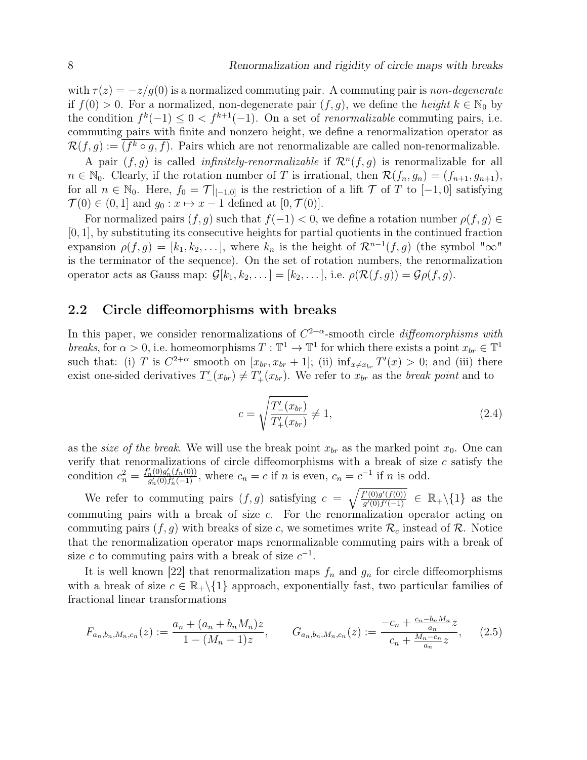with $\tau(z) = -z/g(0)$ is a normalized commuting pair. A commuting pair is *non-degenerate* if $f(0) > 0$. For a normalized, non-degenerate pair $(f, g)$, we define the *height* $k \in \mathbb{N}_0$ by the condition $f^k(-1) \leq 0 < f^{k+1}(-1)$. On a set of *renormalizable* commuting pairs, i.e. commuting pairs with finite and nonzero height, we define a renormalization operator as $\mathcal{R}(f, g) := \overline{(f^k \circ g, f)}$. Pairs which are not renormalizable are called non-renormalizable.

A pair $(f, g)$ is called *infinitely-renormalizable* if $\mathcal{R}^n(f, g)$ is renormalizable for all $n \in \mathbb{N}_0$. Clearly, if the rotation number of $T$ is irrational, then $\mathcal{R}(f_n, g_n) = (f_{n+1}, g_{n+1})$, for all $n \in \mathbb{N}_0$. Here, $f_0 = \mathcal{T}|_{[-1,0]}$ is the restriction of a lift $\mathcal{T}$ of $T$ to $[-1, 0]$ satisfying $\mathcal{T}(0) \in (0, 1]$ and $g_0 : x \mapsto x - 1$ defined at $[0, \mathcal{T}(0)]$.

For normalized pairs $(f, g)$ such that $f(-1) < 0$, we define a rotation number $\rho(f, g) \in [0, 1]$, by substituting its consecutive heights for partial quotients in the continued fraction expansion $\rho(f, g) = [k_1, k_2, \dots]$, where $k_n$ is the height of $\mathcal{R}^{n-1}(f, g)$ (the symbol "$\infty$" is the terminator of the sequence). On the set of rotation numbers, the renormalization operator acts as Gauss map: $\mathcal{G}[k_1, k_2, \dots] = [k_2, \dots]$, i.e. $\rho(\mathcal{R}(f, g)) = \mathcal{G}\rho(f, g)$.

## 2.2 Circle diffeomorphisms with breaks

In this paper, we consider renormalizations of $C^{2+\alpha}$-smooth circle *diffeomorphisms with breaks*, for $\alpha > 0$, i.e. homeomorphisms $T : \mathbb{T}^1 \to \mathbb{T}^1$ for which there exists a point $x_{br} \in \mathbb{T}^1$ such that: (i) $T$ is $C^{2+\alpha}$ smooth on $[x_{br}, x_{br} + 1]$; (ii) $\inf_{x \neq x_{br}} T'(x) > 0$; and (iii) there exist one-sided derivatives $T'_-(x_{br}) \neq T'_+(x_{br})$. We refer to $x_{br}$ as the *break point* and to

$$c = \sqrt{\frac{T'_-(x_{br})}{T'_+(x_{br})}} \neq 1, \tag{2.4}$$

as the *size of the break*. We will use the break point $x_{br}$ as the marked point $x_0$. One can verify that renormalizations of circle diffeomorphisms with a break of size $c$ satisfy the condition $c_n^2 = \frac{f'_n(0)g'_n(f_n(0))}{g'_n(0)f'_n(-1)}$, where $c_n = c$ if $n$ is even, $c_n = c^{-1}$ if $n$ is odd.

We refer to commuting pairs $(f, g)$ satisfying $c = \sqrt{\frac{f'(0)g'(f(0))}{g'(0)f'(-1)}} \in \mathbb{R}_+ \backslash \{1\}$ as the commuting pairs with a break of size $c$. For the renormalization operator acting on commuting pairs $(f, g)$ with breaks of size $c$, we sometimes write $\mathcal{R}_c$ instead of $\mathcal{R}$. Notice that the renormalization operator maps renormalizable commuting pairs with a break of size $c$ to commuting pairs with a break of size $c^{-1}$.

It is well known [22] that renormalization maps $f_n$ and $g_n$ for circle diffeomorphisms with a break of size $c \in \mathbb{R}_+ \backslash \{1\}$ approach, exponentially fast, two particular families of fractional linear transformations

$$F_{a_n,b_n,M_n,c_n}(z) := \frac{a_n + (a_n + b_n M_n)z}{1 - (M_n - 1)z}, \qquad G_{a_n,b_n,M_n,c_n}(z) := \frac{-c_n + \frac{c_n - b_n M_n}{a_n} z}{c_n + \frac{M_n - c_n}{a_n} z}, \tag{2.5}$$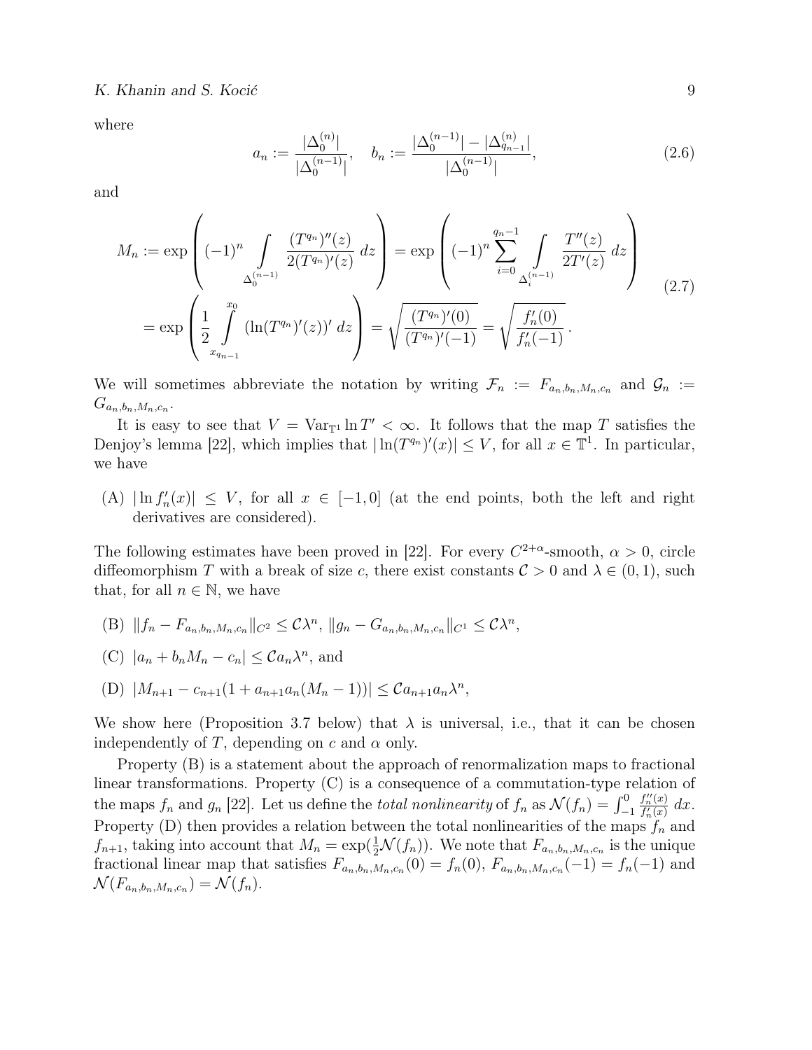where

$$a_n := \frac{|\Delta_0^{(n)}|}{|\Delta_0^{(n-1)}|}, \quad b_n := \frac{|\Delta_0^{(n-1)}| - |\Delta_{q_{n-1}}^{(n)}|}{|\Delta_0^{(n-1)}|}, \tag{2.6}$$

and

$$\begin{aligned} M_n &:= \exp\left( (-1)^n \int\limits_{\Delta_0^{(n-1)}} \frac{(T^{q_n})''(z)}{2(T^{q_n})'(z)}\, dz \right) = \exp\left( (-1)^n \sum_{i=0}^{q_n-1} \int\limits_{\Delta_i^{(n-1)}} \frac{T''(z)}{2T'(z)}\, dz \right) \\ &= \exp\left( \frac{1}{2} \int\limits_{x_{q_{n-1}}}^{x_0} (\ln (T^{q_n})'(z))'\, dz \right) = \sqrt{\frac{(T^{q_n})'(0)}{(T^{q_n})'(-1)}} = \sqrt{\frac{f_n'(0)}{f_n'(-1)}}\,. \end{aligned} \tag{2.7}$$

We will sometimes abbreviate the notation by writing $\mathcal{F}_n := F_{a_n,b_n,M_n,c_n}$ and $\mathcal{G}_n := G_{a_n,b_n,M_n,c_n}$.

It is easy to see that $V = \mathrm{Var}_{\mathbb{T}^1} \ln T' < \infty$. It follows that the map $T$ satisfies the Denjoy's lemma [22], which implies that $|\ln (T^{q_n})'(x)| \leq V$, for all $x \in \mathbb{T}^1$. In particular, we have

(A) $|\ln f_n'(x)| \leq V$, for all $x \in [-1, 0]$ (at the end points, both the left and right derivatives are considered).

The following estimates have been proved in [22]. For every $C^{2+\alpha}$-smooth, $\alpha > 0$, circle diffeomorphism $T$ with a break of size $c$, there exist constants $\mathcal{C} > 0$ and $\lambda \in (0, 1)$, such that, for all $n \in \mathbb{N}$, we have

(B) $\|f_n - F_{a_n,b_n,M_n,c_n}\|_{C^2} \leq \mathcal{C}\lambda^n$, $\|g_n - G_{a_n,b_n,M_n,c_n}\|_{C^1} \leq \mathcal{C}\lambda^n$,

(C) $|a_n + b_n M_n - c_n| \leq \mathcal{C} a_n \lambda^n$, and

(D) $|M_{n+1} - c_{n+1}(1 + a_{n+1}a_n(M_n - 1))| \leq \mathcal{C} a_{n+1} a_n \lambda^n$,

We show here (Proposition 3.7 below) that $\lambda$ is universal, i.e., that it can be chosen independently of $T$, depending on $c$ and $\alpha$ only.

Property (B) is a statement about the approach of renormalization maps to fractional linear transformations. Property (C) is a consequence of a commutation-type relation of the maps $f_n$ and $g_n$ [22]. Let us define the *total nonlinearity* of $f_n$ as $\mathcal{N}(f_n) = \int_{-1}^{0} \frac{f_n''(x)}{f_n'(x)}\, dx$. Property (D) then provides a relation between the total nonlinearities of the maps $f_n$ and $f_{n+1}$, taking into account that $M_n = \exp(\frac{1}{2}\mathcal{N}(f_n))$. We note that $F_{a_n,b_n,M_n,c_n}$ is the unique fractional linear map that satisfies $F_{a_n,b_n,M_n,c_n}(0) = f_n(0)$, $F_{a_n,b_n,M_n,c_n}(-1) = f_n(-1)$ and $\mathcal{N}(F_{a_n,b_n,M_n,c_n}) = \mathcal{N}(f_n)$.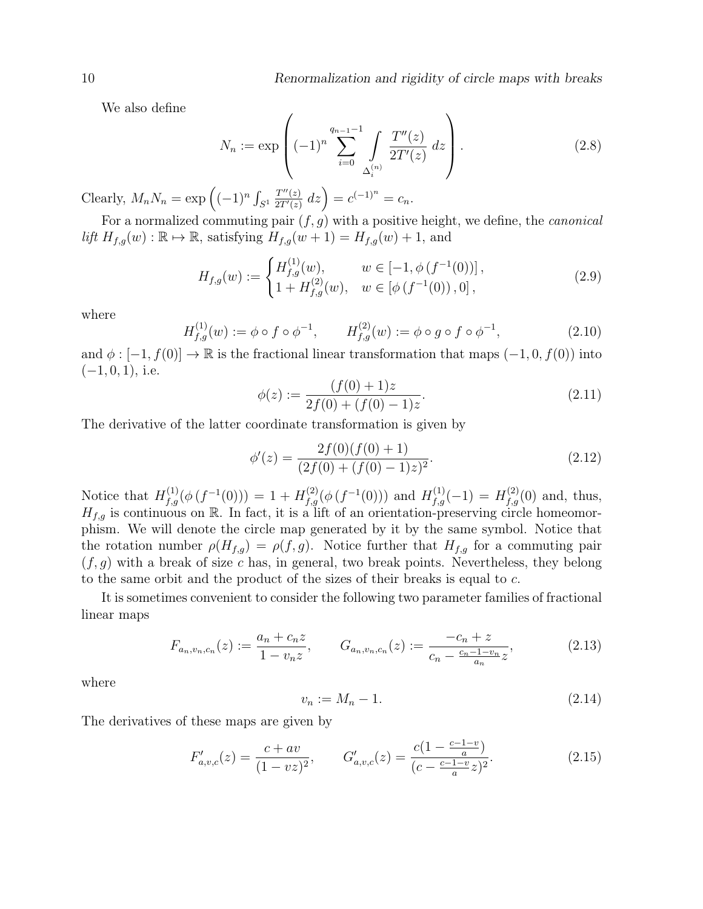We also define

$$N_n := \exp\left( (-1)^n \sum_{i=0}^{q_{n-1}-1} \int_{\Delta_i^{(n)}} \frac{T''(z)}{2T'(z)}\, dz \right). \tag{2.8}$$

Clearly, $M_n N_n = \exp\left( (-1)^n \int_{S^1} \frac{T''(z)}{2T'(z)}\, dz \right) = c^{(-1)^n} = c_n$.

For a normalized commuting pair $(f, g)$ with a positive height, we define, the *canonical lift* $H_{f,g}(w) : \mathbb{R} \mapsto \mathbb{R}$, satisfying $H_{f,g}(w+1) = H_{f,g}(w) + 1$, and

$$H_{f,g}(w) := \begin{cases} H_{f,g}^{(1)}(w), & w \in \left[-1, \phi\left(f^{-1}(0)\right)\right], \\ 1 + H_{f,g}^{(2)}(w), & w \in \left[\phi\left(f^{-1}(0)\right), 0\right], \end{cases} \tag{2.9}$$

where

$$H_{f,g}^{(1)}(w) := \phi \circ f \circ \phi^{-1}, \qquad H_{f,g}^{(2)}(w) := \phi \circ g \circ f \circ \phi^{-1}, \tag{2.10}$$

and $\phi : [-1, f(0)] \to \mathbb{R}$ is the fractional linear transformation that maps $(-1, 0, f(0))$ into $(-1, 0, 1)$, i.e.

$$\phi(z) := \frac{(f(0)+1)z}{2f(0) + (f(0)-1)z}. \tag{2.11}$$

The derivative of the latter coordinate transformation is given by

$$\phi'(z) = \frac{2f(0)(f(0)+1)}{(2f(0) + (f(0)-1)z)^2}. \tag{2.12}$$

Notice that $H_{f,g}^{(1)}(\phi\left(f^{-1}(0)\right)) = 1 + H_{f,g}^{(2)}(\phi\left(f^{-1}(0)\right))$ and $H_{f,g}^{(1)}(-1) = H_{f,g}^{(2)}(0)$ and, thus, $H_{f,g}$ is continuous on $\mathbb{R}$. In fact, it is a lift of an orientation-preserving circle homeomorphism. We will denote the circle map generated by it by the same symbol. Notice that the rotation number $\rho(H_{f,g}) = \rho(f, g)$. Notice further that $H_{f,g}$ for a commuting pair $(f, g)$ with a break of size $c$ has, in general, two break points. Nevertheless, they belong to the same orbit and the product of the sizes of their breaks is equal to $c$.

It is sometimes convenient to consider the following two parameter families of fractional linear maps

$$F_{a_n, v_n, c_n}(z) := \frac{a_n + c_n z}{1 - v_n z}, \qquad G_{a_n, v_n, c_n}(z) := \frac{-c_n + z}{c_n - \frac{c_n - 1 - v_n}{a_n} z}, \tag{2.13}$$

where

$$v_n := M_n - 1. \tag{2.14}$$

The derivatives of these maps are given by

$$F'_{a,v,c}(z) = \frac{c + av}{(1 - vz)^2}, \qquad G'_{a,v,c}(z) = \frac{c(1 - \frac{c-1-v}{a})}{(c - \frac{c-1-v}{a} z)^2}. \tag{2.15}$$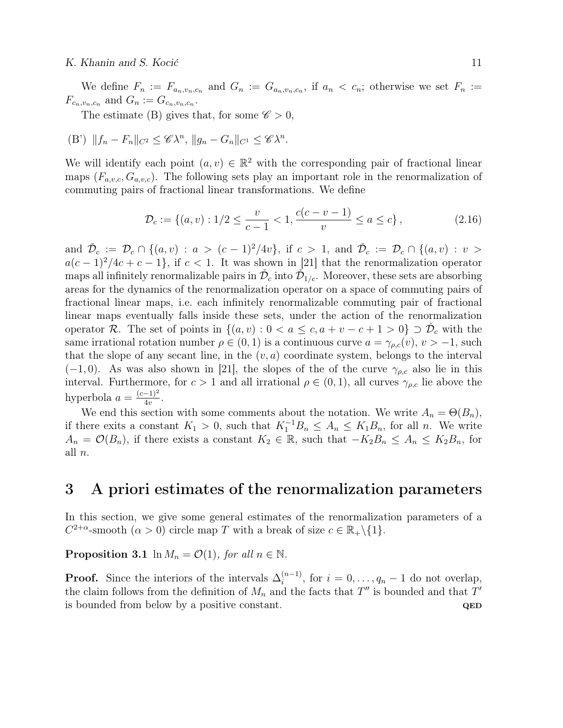We define $F_n := F_{a_n,v_n,c_n}$ and $G_n := G_{a_n,v_n,c_n}$, if $a_n < c_n$; otherwise we set $F_n := F_{c_n,v_n,c_n}$ and $G_n := G_{c_n,v_n,c_n}$.

The estimate (B) gives that, for some $\mathscr{C} > 0$,

(B') $\|f_n - F_n\|_{C^2} \leq \mathscr{C}\lambda^n$, $\|g_n - G_n\|_{C^1} \leq \mathscr{C}\lambda^n$.

We will identify each point $(a, v) \in \mathbb{R}^2$ with the corresponding pair of fractional linear maps $(F_{a,v,c}, G_{a,v,c})$. The following sets play an important role in the renormalization of commuting pairs of fractional linear transformations. We define

$$\mathcal{D}_c := \left\{(a, v) : 1/2 \leq \frac{v}{c-1} < 1, \frac{c(c-v-1)}{v} \leq a \leq c\right\}, \tag{2.16}$$

and $\check{\mathcal{D}}_c := \mathcal{D}_c \cap \{(a, v) : a > (c-1)^2/4v\}$, if $c > 1$, and $\check{\mathcal{D}}_c := \mathcal{D}_c \cap \{(a, v) : v > a(c-1)^2/4c + c - 1\}$, if $c < 1$. It was shown in [21] that the renormalization operator maps all infinitely renormalizable pairs in $\check{\mathcal{D}}_c$ into $\check{\mathcal{D}}_{1/c}$. Moreover, these sets are absorbing areas for the dynamics of the renormalization operator on a space of commuting pairs of fractional linear maps, i.e. each infinitely renormalizable commuting pair of fractional linear maps eventually falls inside these sets, under the action of the renormalization operator $\mathcal{R}$. The set of points in $\{(a, v) : 0 < a \leq c, a + v - c + 1 > 0\} \supset \check{\mathcal{D}}_c$ with the same irrational rotation number $\rho \in (0, 1)$ is a continuous curve $a = \gamma_{\rho,c}(v)$, $v > -1$, such that the slope of any secant line, in the $(v, a)$ coordinate system, belongs to the interval $(-1, 0)$. As was also shown in [21], the slopes of the of the curve $\gamma_{\rho,c}$ also lie in this interval. Furthermore, for $c > 1$ and all irrational $\rho \in (0, 1)$, all curves $\gamma_{\rho,c}$ lie above the hyperbola $a = \frac{(c-1)^2}{4v}$.

We end this section with some comments about the notation. We write $A_n = \Theta(B_n)$, if there exits a constant $K_1 > 0$, such that $K_1^{-1}B_n \leq A_n \leq K_1 B_n$, for all $n$. We write $A_n = \mathcal{O}(B_n)$, if there exists a constant $K_2 \in \mathbb{R}$, such that $-K_2 B_n \leq A_n \leq K_2 B_n$, for all $n$.

# 3 A priori estimates of the renormalization parameters

In this section, we give some general estimates of the renormalization parameters of a $C^{2+\alpha}$-smooth ($\alpha > 0$) circle map $T$ with a break of size $c \in \mathbb{R}_+ \backslash \{1\}$.

**Proposition 3.1** *$\ln M_n = \mathcal{O}(1)$, for all $n \in \mathbb{N}$.*

**Proof.** Since the interiors of the intervals $\Delta_i^{(n-1)}$, for $i = 0, \ldots, q_n - 1$ do not overlap, the claim follows from the definition of $M_n$ and the facts that $T''$ is bounded and that $T'$ is bounded from below by a positive constant. **QED**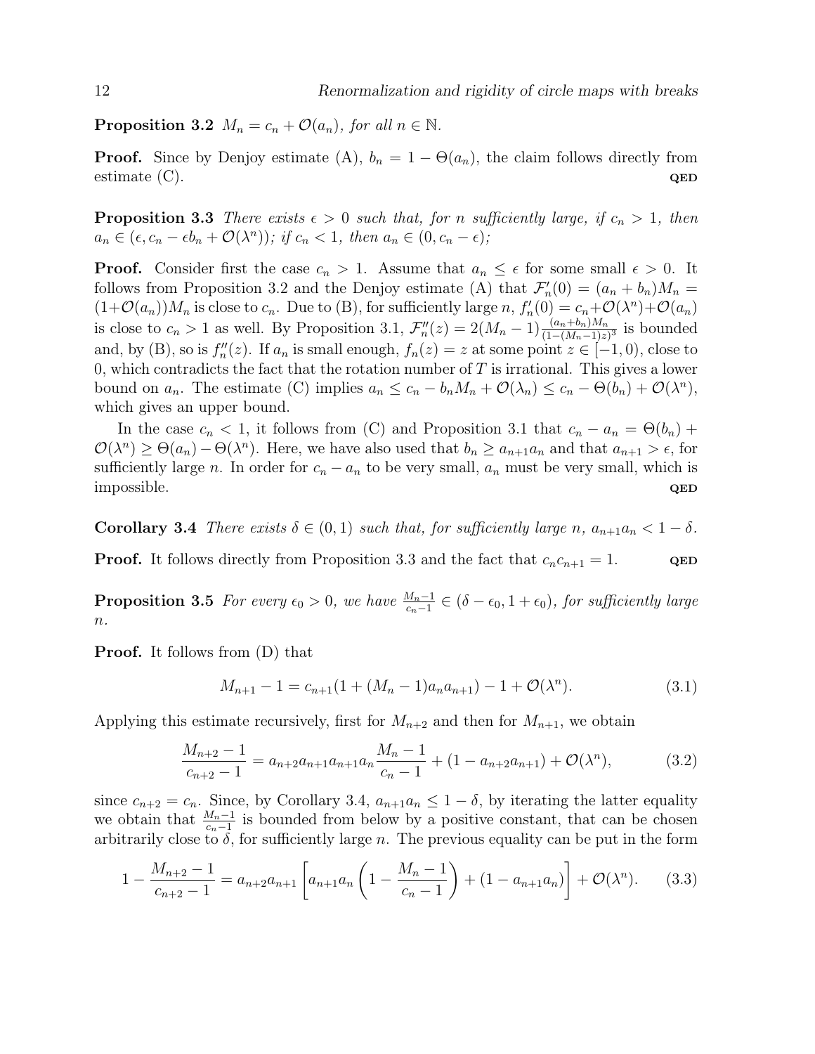**Proposition 3.2** *$M_n = c_n + \mathcal{O}(a_n)$, for all $n \in \mathbb{N}$.*

**Proof.** Since by Denjoy estimate (A), $b_n = 1 - \Theta(a_n)$, the claim follows directly from estimate (C). **QED**

**Proposition 3.3** *There exists $\epsilon > 0$ such that, for $n$ sufficiently large, if $c_n > 1$, then $a_n \in (\epsilon, c_n - \epsilon b_n + \mathcal{O}(\lambda^n))$; if $c_n < 1$, then $a_n \in (0, c_n - \epsilon)$;*

**Proof.** Consider first the case $c_n > 1$. Assume that $a_n \leq \epsilon$ for some small $\epsilon > 0$. It follows from Proposition 3.2 and the Denjoy estimate (A) that $\mathcal{F}_n'(0) = (a_n + b_n)M_n = (1 + \mathcal{O}(a_n))M_n$ is close to $c_n$. Due to (B), for sufficiently large $n$, $f_n'(0) = c_n + \mathcal{O}(\lambda^n) + \mathcal{O}(a_n)$ is close to $c_n > 1$ as well. By Proposition 3.1, $\mathcal{F}_n''(z) = 2(M_n - 1)\frac{(a_n+b_n)M_n}{(1-(M_n-1)z)^3}$ is bounded and, by (B), so is $f_n''(z)$. If $a_n$ is small enough, $f_n(z) = z$ at some point $z \in [-1, 0)$, close to 0, which contradicts the fact that the rotation number of $T$ is irrational. This gives a lower bound on $a_n$. The estimate (C) implies $a_n \leq c_n - b_n M_n + \mathcal{O}(\lambda_n) \leq c_n - \Theta(b_n) + \mathcal{O}(\lambda^n)$, which gives an upper bound.

In the case $c_n < 1$, it follows from (C) and Proposition 3.1 that $c_n - a_n = \Theta(b_n) + \mathcal{O}(\lambda^n) \geq \Theta(a_n) - \Theta(\lambda^n)$. Here, we have also used that $b_n \geq a_{n+1}a_n$ and that $a_{n+1} > \epsilon$, for sufficiently large $n$. In order for $c_n - a_n$ to be very small, $a_n$ must be very small, which is impossible. **QED**

**Corollary 3.4** *There exists $\delta \in (0, 1)$ such that, for sufficiently large $n$, $a_{n+1}a_n < 1 - \delta$.*

**Proof.** It follows directly from Proposition 3.3 and the fact that $c_n c_{n+1} = 1$. **QED**

**Proposition 3.5** *For every $\epsilon_0 > 0$, we have $\frac{M_n - 1}{c_n - 1} \in (\delta - \epsilon_0, 1 + \epsilon_0)$, for sufficiently large $n$.*

**Proof.** It follows from (D) that

$$M_{n+1} - 1 = c_{n+1}(1 + (M_n - 1)a_n a_{n+1}) - 1 + \mathcal{O}(\lambda^n). \tag{3.1}$$

Applying this estimate recursively, first for $M_{n+2}$ and then for $M_{n+1}$, we obtain

$$\frac{M_{n+2} - 1}{c_{n+2} - 1} = a_{n+2}a_{n+1}a_{n+1}a_n \frac{M_n - 1}{c_n - 1} + (1 - a_{n+2}a_{n+1}) + \mathcal{O}(\lambda^n), \tag{3.2}$$

since $c_{n+2} = c_n$. Since, by Corollary 3.4, $a_{n+1}a_n \leq 1 - \delta$, by iterating the latter equality we obtain that $\frac{M_n - 1}{c_n - 1}$ is bounded from below by a positive constant, that can be chosen arbitrarily close to $\delta$, for sufficiently large $n$. The previous equality can be put in the form

$$1 - \frac{M_{n+2} - 1}{c_{n+2} - 1} = a_{n+2}a_{n+1}\left[a_{n+1}a_n\left(1 - \frac{M_n - 1}{c_n - 1}\right) + (1 - a_{n+1}a_n)\right] + \mathcal{O}(\lambda^n). \tag{3.3}$$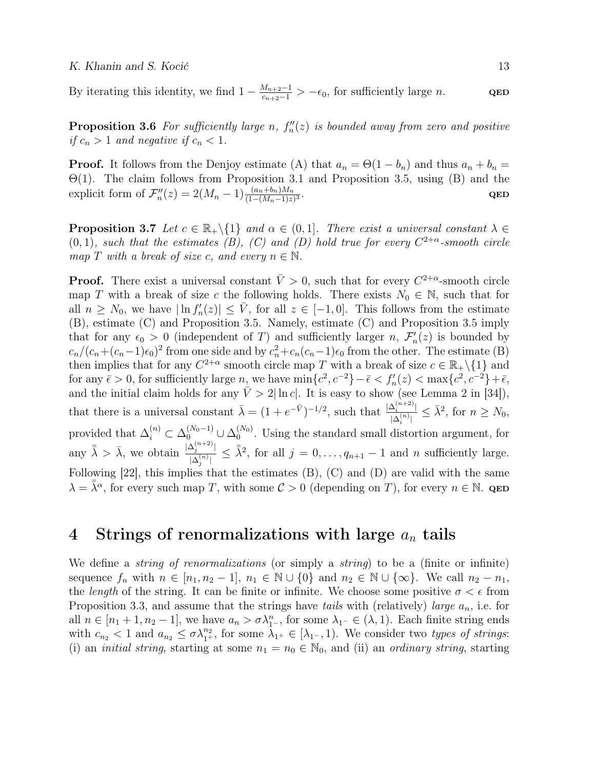By iterating this identity, we find $1 - \frac{M_{n+2}-1}{c_{n+2}-1} > -\epsilon_0$, for sufficiently large $n$. **QED**

**Proposition 3.6** *For sufficiently large $n$, $f_n''(z)$ is bounded away from zero and positive if $c_n > 1$ and negative if $c_n < 1$.*

**Proof.** It follows from the Denjoy estimate (A) that $a_n = \Theta(1 - b_n)$ and thus $a_n + b_n = \Theta(1)$. The claim follows from Proposition 3.1 and Proposition 3.5, using (B) and the explicit form of $\mathcal{F}_n''(z) = 2(M_n - 1)\frac{(a_n+b_n)M_n}{(1-(M_n-1)z)^3}$. **QED**

**Proposition 3.7** *Let $c \in \mathbb{R}_+\backslash\{1\}$ and $\alpha \in (0, 1]$. There exist a universal constant $\lambda \in (0, 1)$, such that the estimates (B), (C) and (D) hold true for every $C^{2+\alpha}$-smooth circle map $T$ with a break of size $c$, and every $n \in \mathbb{N}$.*

**Proof.** There exist a universal constant $\bar{V} > 0$, such that for every $C^{2+\alpha}$-smooth circle map $T$ with a break of size $c$ the following holds. There exists $N_0 \in \mathbb{N}$, such that for all $n \geq N_0$, we have $|\ln f_n'(z)| \leq \bar{V}$, for all $z \in [-1, 0]$. This follows from the estimate (B), estimate (C) and Proposition 3.5. Namely, estimate (C) and Proposition 3.5 imply that for any $\epsilon_0 > 0$ (independent of $T$) and sufficiently larger $n$, $\mathcal{F}_n'(z)$ is bounded by $c_n/(c_n+(c_n-1)\epsilon_0)^2$ from one side and by $c_n^2+c_n(c_n-1)\epsilon_0$ from the other. The estimate (B) then implies that for any $C^{2+\alpha}$ smooth circle map $T$ with a break of size $c \in \mathbb{R}_+\backslash\{1\}$ and for any $\bar{\epsilon} > 0$, for sufficiently large $n$, we have $\min\{c^2, c^{-2}\} - \bar{\epsilon} < f_n'(z) < \max\{c^2, c^{-2}\} + \bar{\epsilon}$, and the initial claim holds for any $\bar{V} > 2|\ln c|$. It is easy to show (see Lemma 2 in [34]), that there is a universal constant $\bar{\lambda} = (1 + e^{-\bar{V}})^{-1/2}$, such that $\frac{|\Delta_i^{(n+2)}|}{|\Delta_i^{(n)}|} \leq \bar{\lambda}^2$, for $n \geq N_0$, provided that $\Delta_i^{(n)} \subset \Delta_0^{(N_0-1)} \cup \Delta_0^{(N_0)}$. Using the standard small distortion argument, for any $\bar{\bar{\lambda}} > \bar{\lambda}$, we obtain $\frac{|\Delta_j^{(n+2)}|}{|\Delta_j^{(n)}|} \leq \bar{\bar{\lambda}}^2$, for all $j = 0, \ldots, q_{n+1} - 1$ and $n$ sufficiently large. Following [22], this implies that the estimates (B), (C) and (D) are valid with the same $\lambda = \bar{\bar{\lambda}}^\alpha$, for every such map $T$, with some $\mathcal{C} > 0$ (depending on $T$), for every $n \in \mathbb{N}$. **QED**

# 4 Strings of renormalizations with large $a_n$ tails

We define a *string of renormalizations* (or simply a *string*) to be a (finite or infinite) sequence $f_n$ with $n \in [n_1, n_2 - 1]$, $n_1 \in \mathbb{N} \cup \{0\}$ and $n_2 \in \mathbb{N} \cup \{\infty\}$. We call $n_2 - n_1$, the *length* of the string. It can be finite or infinite. We choose some positive $\sigma < \epsilon$ from Proposition 3.3, and assume that the strings have *tails* with (relatively) *large* $a_n$, i.e. for all $n \in [n_1 + 1, n_2 - 1]$, we have $a_n > \sigma\lambda_{1^-}^n$, for some $\lambda_{1^-} \in (\lambda, 1)$. Each finite string ends with $c_{n_2} < 1$ and $a_{n_2} \leq \sigma\lambda_{1^+}^{n_2}$, for some $\lambda_{1^+} \in [\lambda_{1^-}, 1)$. We consider two *types of strings*: (i) an *initial string*, starting at some $n_1 = n_0 \in \mathbb{N}_0$, and (ii) an *ordinary string*, starting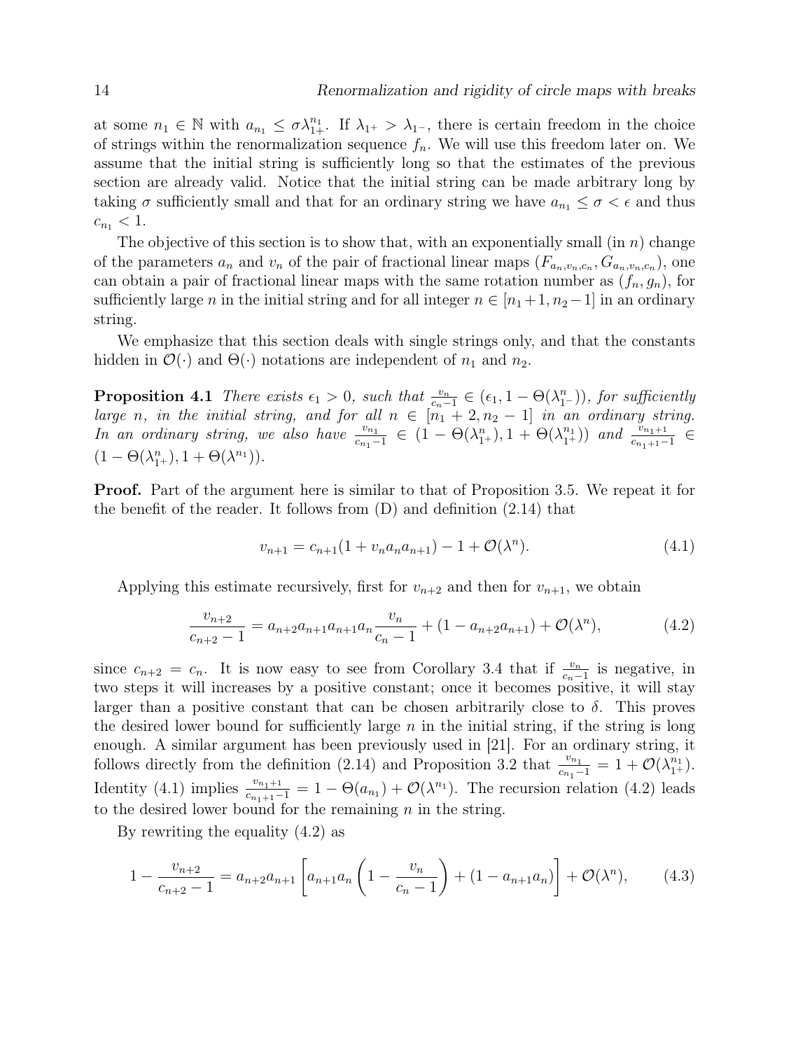at some $n_1 \in \mathbb{N}$ with $a_{n_1} \le \sigma\lambda_{1^+}^{n_1}$. If $\lambda_{1^+} > \lambda_{1^-}$, there is certain freedom in the choice of strings within the renormalization sequence $f_n$. We will use this freedom later on. We assume that the initial string is sufficiently long so that the estimates of the previous section are already valid. Notice that the initial string can be made arbitrary long by taking $\sigma$ sufficiently small and that for an ordinary string we have $a_{n_1} \le \sigma < \epsilon$ and thus $c_{n_1} < 1$.

The objective of this section is to show that, with an exponentially small (in $n$) change of the parameters $a_n$ and $v_n$ of the pair of fractional linear maps $(F_{a_n,v_n,c_n}, G_{a_n,v_n,c_n})$, one can obtain a pair of fractional linear maps with the same rotation number as $(f_n, g_n)$, for sufficiently large $n$ in the initial string and for all integer $n \in [n_1+1, n_2-1]$ in an ordinary string.

We emphasize that this section deals with single strings only, and that the constants hidden in $\mathcal{O}(\cdot)$ and $\Theta(\cdot)$ notations are independent of $n_1$ and $n_2$.

**Proposition 4.1** *There exists $\epsilon_1 > 0$, such that $\frac{v_n}{c_n-1} \in (\epsilon_1, 1-\Theta(\lambda_{1^-}^n))$, for sufficiently large $n$, in the initial string, and for all $n \in [n_1+2, n_2-1]$ in an ordinary string. In an ordinary string, we also have $\frac{v_{n_1}}{c_{n_1}-1} \in (1-\Theta(\lambda_{1^+}^n), 1+\Theta(\lambda_{1^+}^{n_1}))$ and $\frac{v_{n_1+1}}{c_{n_1+1}-1} \in (1-\Theta(\lambda_{1^+}^n), 1+\Theta(\lambda^{n_1}))$.*

**Proof.** Part of the argument here is similar to that of Proposition 3.5. We repeat it for the benefit of the reader. It follows from (D) and definition (2.14) that

$$v_{n+1} = c_{n+1}(1 + v_n a_n a_{n+1}) - 1 + \mathcal{O}(\lambda^n). \tag{4.1}$$

Applying this estimate recursively, first for $v_{n+2}$ and then for $v_{n+1}$, we obtain

$$\frac{v_{n+2}}{c_{n+2}-1} = a_{n+2}a_{n+1}a_{n+1}a_n\frac{v_n}{c_n-1} + (1 - a_{n+2}a_{n+1}) + \mathcal{O}(\lambda^n), \tag{4.2}$$

since $c_{n+2} = c_n$. It is now easy to see from Corollary 3.4 that if $\frac{v_n}{c_n-1}$ is negative, in two steps it will increases by a positive constant; once it becomes positive, it will stay larger than a positive constant that can be chosen arbitrarily close to $\delta$. This proves the desired lower bound for sufficiently large $n$ in the initial string, if the string is long enough. A similar argument has been previously used in [21]. For an ordinary string, it follows directly from the definition (2.14) and Proposition 3.2 that $\frac{v_{n_1}}{c_{n_1}-1} = 1 + \mathcal{O}(\lambda_{1^+}^{n_1})$. Identity (4.1) implies $\frac{v_{n_1+1}}{c_{n_1+1}-1} = 1 - \Theta(a_{n_1}) + \mathcal{O}(\lambda^{n_1})$. The recursion relation (4.2) leads to the desired lower bound for the remaining $n$ in the string.

By rewriting the equality (4.2) as

$$1 - \frac{v_{n+2}}{c_{n+2}-1} = a_{n+2}a_{n+1}\left[a_{n+1}a_n\left(1 - \frac{v_n}{c_n-1}\right) + (1 - a_{n+1}a_n)\right] + \mathcal{O}(\lambda^n), \tag{4.3}$$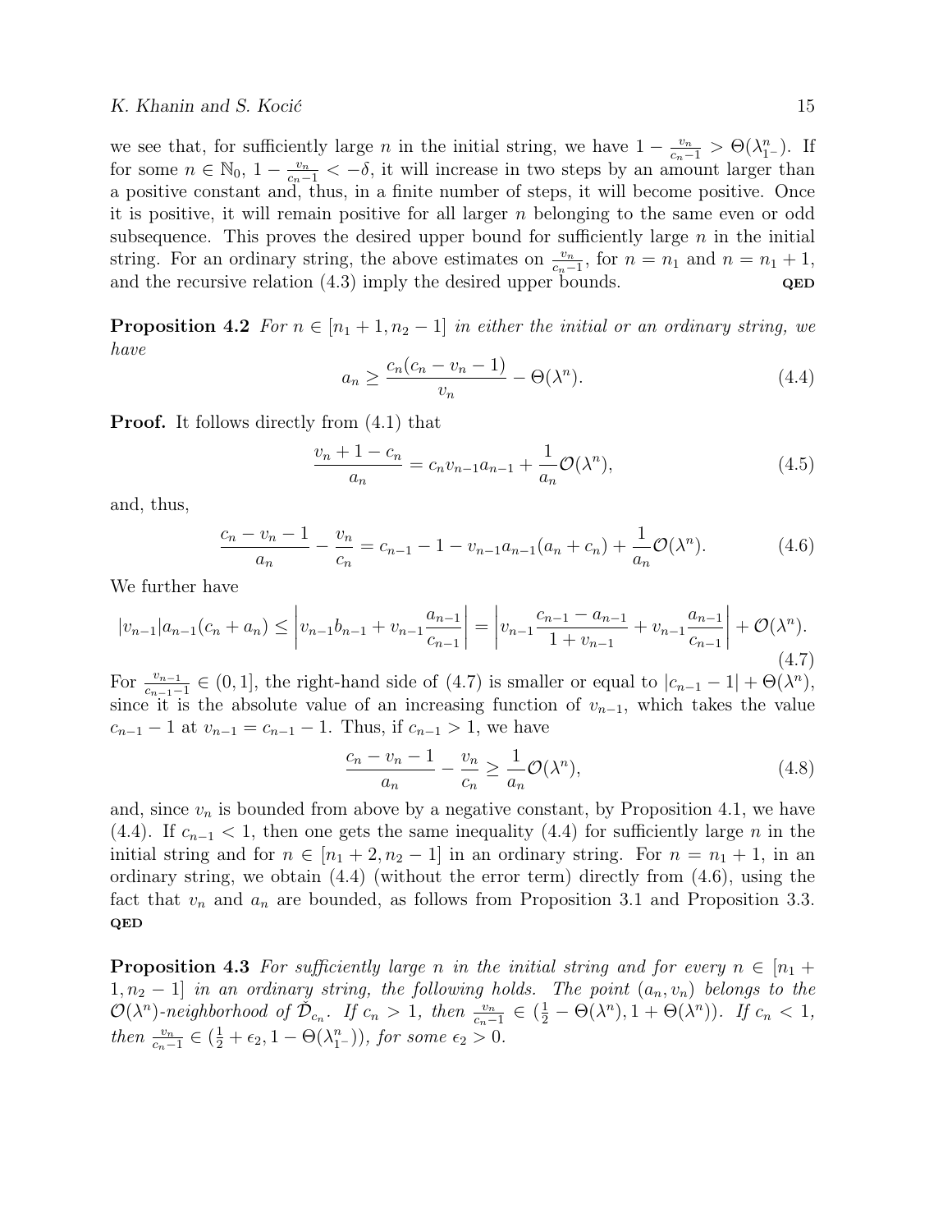we see that, for sufficiently large $n$ in the initial string, we have $1 - \frac{v_n}{c_n - 1} > \Theta(\lambda_{1^-}^n)$. If for some $n \in \mathbb{N}_0$, $1 - \frac{v_n}{c_n - 1} < -\delta$, it will increase in two steps by an amount larger than a positive constant and, thus, in a finite number of steps, it will become positive. Once it is positive, it will remain positive for all larger $n$ belonging to the same even or odd subsequence. This proves the desired upper bound for sufficiently large $n$ in the initial string. For an ordinary string, the above estimates on $\frac{v_n}{c_n - 1}$, for $n = n_1$ and $n = n_1 + 1$, and the recursive relation (4.3) imply the desired upper bounds. **QED**

**Proposition 4.2** *For $n \in [n_1 + 1, n_2 - 1]$ in either the initial or an ordinary string, we have*

$$a_n \geq \frac{c_n(c_n - v_n - 1)}{v_n} - \Theta(\lambda^n). \tag{4.4}$$

**Proof.** It follows directly from (4.1) that

$$\frac{v_n + 1 - c_n}{a_n} = c_n v_{n-1} a_{n-1} + \frac{1}{a_n}\mathcal{O}(\lambda^n), \tag{4.5}$$

and, thus,

$$\frac{c_n - v_n - 1}{a_n} - \frac{v_n}{c_n} = c_{n-1} - 1 - v_{n-1}a_{n-1}(a_n + c_n) + \frac{1}{a_n}\mathcal{O}(\lambda^n). \tag{4.6}$$

We further have

$$|v_{n-1}|a_{n-1}(c_n + a_n) \leq \left| v_{n-1}b_{n-1} + v_{n-1}\frac{a_{n-1}}{c_{n-1}} \right| = \left| v_{n-1}\frac{c_{n-1} - a_{n-1}}{1 + v_{n-1}} + v_{n-1}\frac{a_{n-1}}{c_{n-1}} \right| + \mathcal{O}(\lambda^n). \tag{4.7}$$

For $\frac{v_{n-1}}{c_{n-1} - 1} \in (0, 1]$, the right-hand side of (4.7) is smaller or equal to $|c_{n-1} - 1| + \Theta(\lambda^n)$, since it is the absolute value of an increasing function of $v_{n-1}$, which takes the value $c_{n-1} - 1$ at $v_{n-1} = c_{n-1} - 1$. Thus, if $c_{n-1} > 1$, we have

$$\frac{c_n - v_n - 1}{a_n} - \frac{v_n}{c_n} \geq \frac{1}{a_n}\mathcal{O}(\lambda^n), \tag{4.8}$$

and, since $v_n$ is bounded from above by a negative constant, by Proposition 4.1, we have (4.4). If $c_{n-1} < 1$, then one gets the same inequality (4.4) for sufficiently large $n$ in the initial string and for $n \in [n_1 + 2, n_2 - 1]$ in an ordinary string. For $n = n_1 + 1$, in an ordinary string, we obtain (4.4) (without the error term) directly from (4.6), using the fact that $v_n$ and $a_n$ are bounded, as follows from Proposition 3.1 and Proposition 3.3. **QED**

**Proposition 4.3** *For sufficiently large $n$ in the initial string and for every $n \in [n_1 + 1, n_2 - 1]$ in an ordinary string, the following holds. The point $(a_n, v_n)$ belongs to the $\mathcal{O}(\lambda^n)$-neighborhood of $\hat{\mathcal{D}}_{c_n}$. If $c_n > 1$, then $\frac{v_n}{c_n - 1} \in (\frac{1}{2} - \Theta(\lambda^n), 1 + \Theta(\lambda^n))$. If $c_n < 1$, then $\frac{v_n}{c_n - 1} \in (\frac{1}{2} + \epsilon_2, 1 - \Theta(\lambda_{1^-}^n))$, for some $\epsilon_2 > 0$.*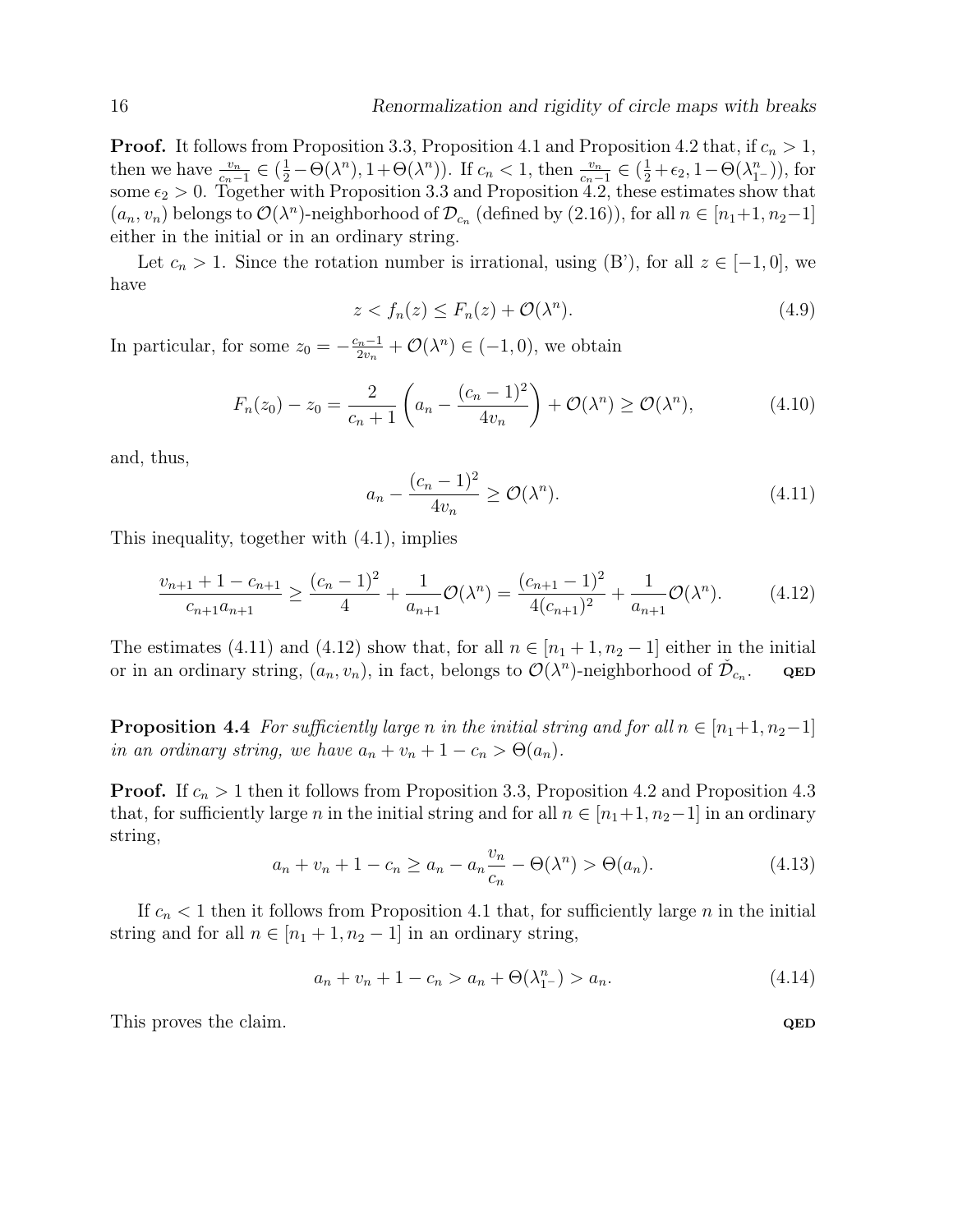**Proof.** It follows from Proposition 3.3, Proposition 4.1 and Proposition 4.2 that, if $c_n > 1$, then we have $\frac{v_n}{c_n-1} \in (\frac{1}{2}-\Theta(\lambda^n), 1+\Theta(\lambda^n))$. If $c_n < 1$, then $\frac{v_n}{c_n-1} \in (\frac{1}{2}+\epsilon_2, 1-\Theta(\lambda_{1^-}^n))$, for some $\epsilon_2 > 0$. Together with Proposition 3.3 and Proposition 4.2, these estimates show that $(a_n, v_n)$ belongs to $\mathcal{O}(\lambda^n)$-neighborhood of $\mathcal{D}_{c_n}$ (defined by (2.16)), for all $n \in [n_1+1, n_2-1]$ either in the initial or in an ordinary string.

Let $c_n > 1$. Since the rotation number is irrational, using (B'), for all $z \in [-1, 0]$, we have

$$z < f_n(z) \leq F_n(z) + \mathcal{O}(\lambda^n). \tag{4.9}$$

In particular, for some $z_0 = -\frac{c_n-1}{2v_n} + \mathcal{O}(\lambda^n) \in (-1, 0)$, we obtain

$$F_n(z_0) - z_0 = \frac{2}{c_n+1}\left(a_n - \frac{(c_n-1)^2}{4v_n}\right) + \mathcal{O}(\lambda^n) \geq \mathcal{O}(\lambda^n), \tag{4.10}$$

and, thus,

$$a_n - \frac{(c_n-1)^2}{4v_n} \geq \mathcal{O}(\lambda^n). \tag{4.11}$$

This inequality, together with (4.1), implies

$$\frac{v_{n+1}+1-c_{n+1}}{c_{n+1}a_{n+1}} \geq \frac{(c_n-1)^2}{4} + \frac{1}{a_{n+1}}\mathcal{O}(\lambda^n) = \frac{(c_{n+1}-1)^2}{4(c_{n+1})^2} + \frac{1}{a_{n+1}}\mathcal{O}(\lambda^n). \tag{4.12}$$

The estimates (4.11) and (4.12) show that, for all $n \in [n_1+1, n_2-1]$ either in the initial or in an ordinary string, $(a_n, v_n)$, in fact, belongs to $\mathcal{O}(\lambda^n)$-neighborhood of $\check{\mathcal{D}}_{c_n}$. **QED**

**Proposition 4.4** *For sufficiently large $n$ in the initial string and for all $n \in [n_1+1, n_2-1]$ in an ordinary string, we have $a_n + v_n + 1 - c_n > \Theta(a_n)$.*

**Proof.** If $c_n > 1$ then it follows from Proposition 3.3, Proposition 4.2 and Proposition 4.3 that, for sufficiently large $n$ in the initial string and for all $n \in [n_1+1, n_2-1]$ in an ordinary string,

$$a_n + v_n + 1 - c_n \geq a_n - a_n\frac{v_n}{c_n} - \Theta(\lambda^n) > \Theta(a_n). \tag{4.13}$$

If $c_n < 1$ then it follows from Proposition 4.1 that, for sufficiently large $n$ in the initial string and for all $n \in [n_1+1, n_2-1]$ in an ordinary string,

$$a_n + v_n + 1 - c_n > a_n + \Theta(\lambda_{1^-}^n) > a_n. \tag{4.14}$$

This proves the claim. **QED**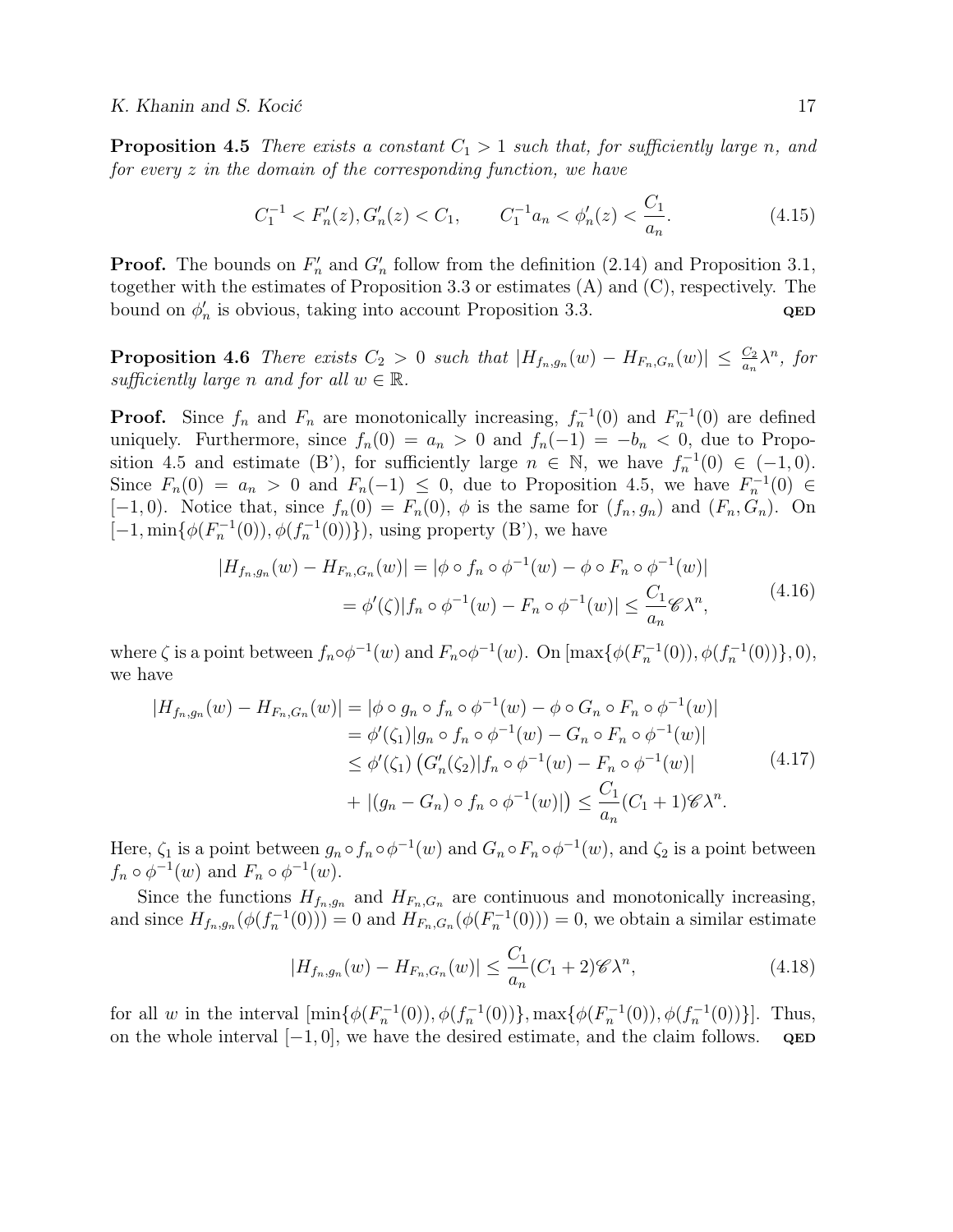**Proposition 4.5** *There exists a constant $C_1 > 1$ such that, for sufficiently large $n$, and for every $z$ in the domain of the corresponding function, we have*

$$C_1^{-1} < F_n'(z), G_n'(z) < C_1, \qquad C_1^{-1} a_n < \phi_n'(z) < \frac{C_1}{a_n}. \tag{4.15}$$

**Proof.** The bounds on $F_n'$ and $G_n'$ follow from the definition (2.14) and Proposition 3.1, together with the estimates of Proposition 3.3 or estimates (A) and (C), respectively. The bound on $\phi_n'$ is obvious, taking into account Proposition 3.3. **QED**

**Proposition 4.6** *There exists $C_2 > 0$ such that $|H_{f_n,g_n}(w) - H_{F_n,G_n}(w)| \leq \frac{C_2}{a_n}\lambda^n$, for sufficiently large $n$ and for all $w \in \mathbb{R}$.*

**Proof.** Since $f_n$ and $F_n$ are monotonically increasing, $f_n^{-1}(0)$ and $F_n^{-1}(0)$ are defined uniquely. Furthermore, since $f_n(0) = a_n > 0$ and $f_n(-1) = -b_n < 0$, due to Proposition 4.5 and estimate (B'), for sufficiently large $n \in \mathbb{N}$, we have $f_n^{-1}(0) \in (-1, 0)$. Since $F_n(0) = a_n > 0$ and $F_n(-1) \leq 0$, due to Proposition 4.5, we have $F_n^{-1}(0) \in [-1, 0)$. Notice that, since $f_n(0) = F_n(0)$, $\phi$ is the same for $(f_n, g_n)$ and $(F_n, G_n)$. On $[-1, \min\{\phi(F_n^{-1}(0)), \phi(f_n^{-1}(0))\})$, using property (B'), we have

$$\begin{aligned}
|H_{f_n,g_n}(w) - H_{F_n,G_n}(w)| &= |\phi \circ f_n \circ \phi^{-1}(w) - \phi \circ F_n \circ \phi^{-1}(w)| \\
&= \phi'(\zeta)|f_n \circ \phi^{-1}(w) - F_n \circ \phi^{-1}(w)| \leq \frac{C_1}{a_n}\mathscr{C}\lambda^n,
\end{aligned} \tag{4.16}$$

where $\zeta$ is a point between $f_n \circ \phi^{-1}(w)$ and $F_n \circ \phi^{-1}(w)$. On $[\max\{\phi(F_n^{-1}(0)), \phi(f_n^{-1}(0))\}, 0)$, we have

$$\begin{aligned}
|H_{f_n,g_n}(w) - H_{F_n,G_n}(w)| &= |\phi \circ g_n \circ f_n \circ \phi^{-1}(w) - \phi \circ G_n \circ F_n \circ \phi^{-1}(w)| \\
&= \phi'(\zeta_1)|g_n \circ f_n \circ \phi^{-1}(w) - G_n \circ F_n \circ \phi^{-1}(w)| \\
&\leq \phi'(\zeta_1)\left(G_n'(\zeta_2)|f_n \circ \phi^{-1}(w) - F_n \circ \phi^{-1}(w)|\right. \\
&\quad \left. + |(g_n - G_n) \circ f_n \circ \phi^{-1}(w)|\right) \leq \frac{C_1}{a_n}(C_1 + 1)\mathscr{C}\lambda^n.
\end{aligned} \tag{4.17}$$

Here, $\zeta_1$ is a point between $g_n \circ f_n \circ \phi^{-1}(w)$ and $G_n \circ F_n \circ \phi^{-1}(w)$, and $\zeta_2$ is a point between $f_n \circ \phi^{-1}(w)$ and $F_n \circ \phi^{-1}(w)$.

Since the functions $H_{f_n,g_n}$ and $H_{F_n,G_n}$ are continuous and monotonically increasing, and since $H_{f_n,g_n}(\phi(f_n^{-1}(0))) = 0$ and $H_{F_n,G_n}(\phi(F_n^{-1}(0))) = 0$, we obtain a similar estimate

$$|H_{f_n,g_n}(w) - H_{F_n,G_n}(w)| \leq \frac{C_1}{a_n}(C_1 + 2)\mathscr{C}\lambda^n, \tag{4.18}$$

for all $w$ in the interval $[\min\{\phi(F_n^{-1}(0)), \phi(f_n^{-1}(0))\}, \max\{\phi(F_n^{-1}(0)), \phi(f_n^{-1}(0))\}]$. Thus, on the whole interval $[-1, 0]$, we have the desired estimate, and the claim follows. **QED**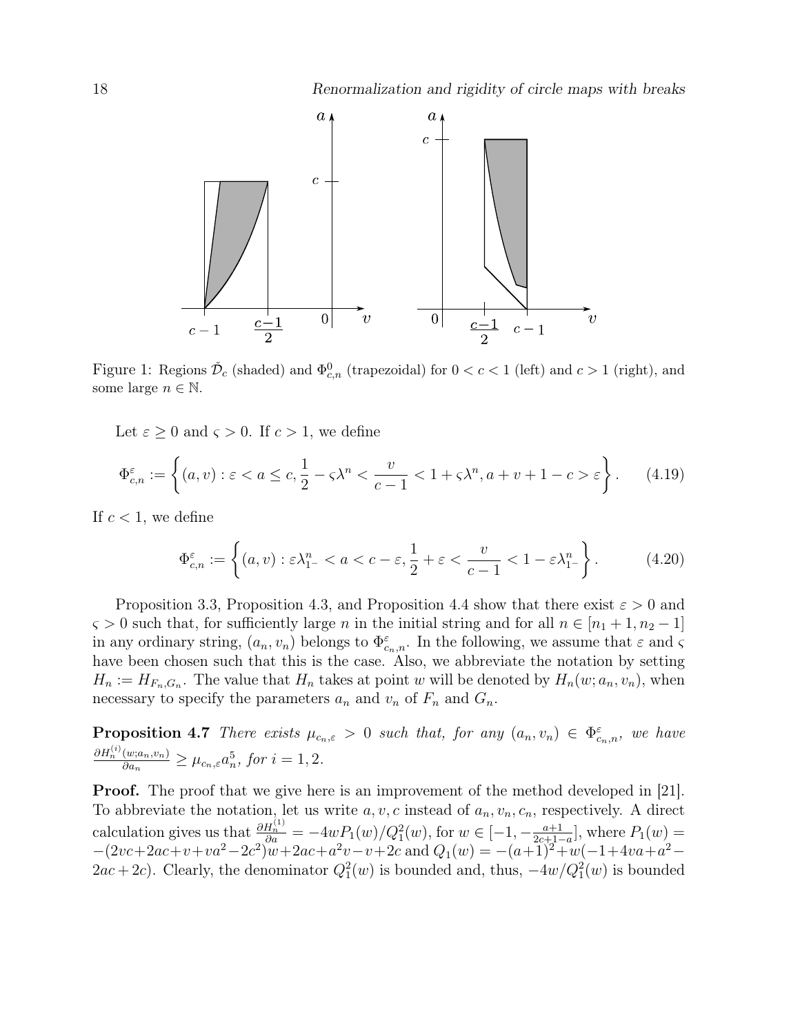Figure 1: Regions $\check{\mathcal{D}}_c$ (shaded) and $\Phi^0_{c,n}$ (trapezoidal) for $0 < c < 1$ (left) and $c > 1$ (right), and some large $n \in \mathbb{N}$.

Let $\varepsilon \geq 0$ and $\varsigma > 0$. If $c > 1$, we define

$$\Phi^{\varepsilon}_{c,n} := \left\{ (a, v) : \varepsilon < a \leq c, \frac{1}{2} - \varsigma\lambda^n < \frac{v}{c-1} < 1 + \varsigma\lambda^n, a + v + 1 - c > \varepsilon \right\}. \tag{4.19}$$

If $c < 1$, we define

$$\Phi^{\varepsilon}_{c,n} := \left\{ (a, v) : \varepsilon\lambda^n_{1^-} < a < c - \varepsilon, \frac{1}{2} + \varepsilon < \frac{v}{c-1} < 1 - \varepsilon\lambda^n_{1^-} \right\}. \tag{4.20}$$

Proposition 3.3, Proposition 4.3, and Proposition 4.4 show that there exist $\varepsilon > 0$ and $\varsigma > 0$ such that, for sufficiently large $n$ in the initial string and for all $n \in [n_1 + 1, n_2 - 1]$ in any ordinary string, $(a_n, v_n)$ belongs to $\Phi^{\varepsilon}_{c_n,n}$. In the following, we assume that $\varepsilon$ and $\varsigma$ have been chosen such that this is the case. Also, we abbreviate the notation by setting $H_n := H_{F_n,G_n}$. The value that $H_n$ takes at point $w$ will be denoted by $H_n(w; a_n, v_n)$, when necessary to specify the parameters $a_n$ and $v_n$ of $F_n$ and $G_n$.

**Proposition 4.7** *There exists $\mu_{c_n,\varepsilon} > 0$ such that, for any $(a_n, v_n) \in \Phi^{\varepsilon}_{c_n,n}$, we have $\frac{\partial H^{(i)}_n(w;a_n,v_n)}{\partial a_n} \geq \mu_{c_n,\varepsilon} a_n^5$, for $i = 1, 2$.*

**Proof.** The proof that we give here is an improvement of the method developed in [21]. To abbreviate the notation, let us write $a, v, c$ instead of $a_n, v_n, c_n$, respectively. A direct calculation gives us that $\frac{\partial H^{(1)}_n}{\partial a} = -4wP_1(w)/Q^2_1(w)$, for $w \in [-1, -\frac{a+1}{2c+1-a}]$, where $P_1(w) = -(2vc+2ac+v+va^2-2c^2)w+2ac+a^2v-v+2c$ and $Q_1(w) = -(a+1)^2+w(-1+4va+a^2-2ac+2c)$. Clearly, the denominator $Q^2_1(w)$ is bounded and, thus, $-4w/Q^2_1(w)$ is bounded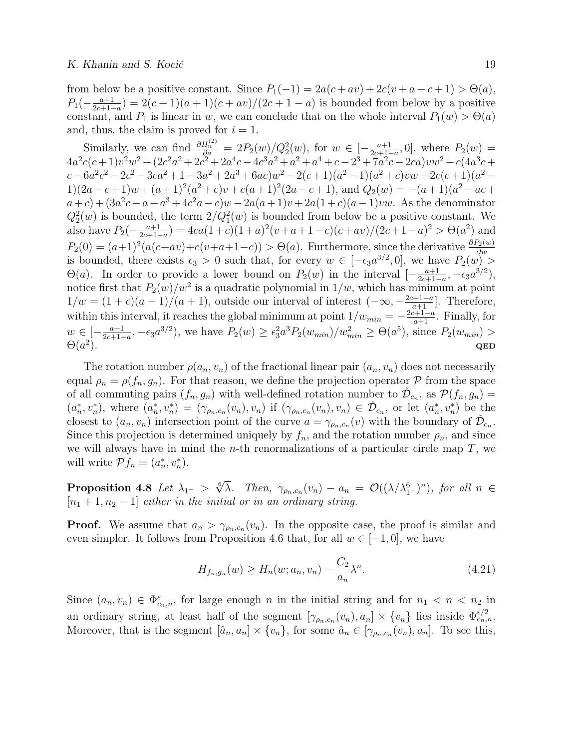from below be a positive constant. Since $P_1(-1) = 2a(c+av) + 2c(v+a-c+1) > \Theta(a)$, $P_1(-\frac{a+1}{2c+1-a}) = 2(c+1)(a+1)(c+av)/(2c+1-a)$ is bounded from below by a positive constant, and $P_1$ is linear in $w$, we can conclude that on the whole interval $P_1(w) > \Theta(a)$ and, thus, the claim is proved for $i=1$.

Similarly, we can find $\frac{\partial H_n^{(2)}}{\partial a} = 2P_2(w)/Q_2^2(w)$, for $w \in [-\frac{a+1}{2c+1-a}, 0]$, where $P_2(w) = 4a^2c(c+1)v^2w^2 + (2c^2a^2 + 2c^2 + 2a^4c - 4c^3a^2 + a^2 + a^4 + c - 2^3 + 7a^2c - 2ca)vw^2 + c(4a^3c + c - 6a^2c^2 - 2c^2 - 3ca^2 + 1 - 3a^2 + 2a^3 + 6ac)w^2 - 2(c+1)(a^2-1)(a^2+c)vw - 2c(c+1)(a^2-1)(2a-c+1)w + (a+1)^2(a^2+c)v + c(a+1)^2(2a-c+1)$, and $Q_2(w) = -(a+1)(a^2-ac+a+c) + (3a^2c - a + a^3 + 4c^2a - c)w - 2a(a+1)v + 2a(1+c)(a-1)vw$. As the denominator $Q_2^2(w)$ is bounded, the term $2/Q_1^2(w)$ is bounded from below be a positive constant. We also have $P_2(-\frac{a+1}{2c+1-a}) = 4ca(1+c)(1+a)^2(v+a+1-c)(c+av)/(2c+1-a)^2 > \Theta(a^2)$ and $P_2(0) = (a+1)^2(a(c+av)+c(v+a+1-c)) > \Theta(a)$. Furthermore, since the derivative $\frac{\partial P_2(w)}{\partial w}$ is bounded, there exists $\epsilon_3 > 0$ such that, for every $w \in [-\epsilon_3 a^{3/2}, 0]$, we have $P_2(w) > \Theta(a)$. In order to provide a lower bound on $P_2(w)$ in the interval $[-\frac{a+1}{2c+1-a}, -\epsilon_3 a^{3/2})$, notice first that $P_2(w)/w^2$ is a quadratic polynomial in $1/w$, which has minimum at point $1/w = (1+c)(a-1)/(a+1)$, outside our interval of interest $(-\infty, -\frac{2c+1-a}{a+1}]$. Therefore, within this interval, it reaches the global minimum at point $1/w_{min} = -\frac{2c+1-a}{a+1}$. Finally, for $w \in [-\frac{a+1}{2c+1-a}, -\epsilon_3 a^{3/2})$, we have $P_2(w) \geq \epsilon_3^2 a^3 P_2(w_{min})/w_{min}^2 \geq \Theta(a^5)$, since $P_2(w_{min}) > \Theta(a^2)$. **QED**

The rotation number $\rho(a_n, v_n)$ of the fractional linear pair $(a_n, v_n)$ does not necessarily equal $\rho_n = \rho(f_n, g_n)$. For that reason, we define the projection operator $\mathcal{P}$ from the space of all commuting pairs $(f_n, g_n)$ with well-defined rotation number to $\check{\mathcal{D}}_{c_n}$, as $\mathcal{P}(f_n, g_n) = (a_n^*, v_n^*)$, where $(a_n^*, v_n^*) = (\gamma_{\rho_n, c_n}(v_n), v_n)$ if $(\gamma_{\rho_n, c_n}(v_n), v_n) \in \check{\mathcal{D}}_{c_n}$, or let $(a_n^*, v_n^*)$ be the closest to $(a_n, v_n)$ intersection point of the curve $a = \gamma_{\rho_n, c_n}(v)$ with the boundary of $\check{\mathcal{D}}_{c_n}$. Since this projection is determined uniquely by $f_n$, and the rotation number $\rho_n$, and since we will always have in mind the $n$-th renormalizations of a particular circle map $T$, we will write $\mathcal{P} f_n = (a_n^*, v_n^*)$.

**Proposition 4.8** *Let $\lambda_{1^-} > \sqrt[6]{\lambda}$. Then, $\gamma_{\rho_n, c_n}(v_n) - a_n = \mathcal{O}((\lambda/\lambda_{1^-}^6)^n)$, for all $n \in [n_1+1, n_2-1]$ either in the initial or in an ordinary string.*

**Proof.** We assume that $a_n > \gamma_{\rho_n, c_n}(v_n)$. In the opposite case, the proof is similar and even simpler. It follows from Proposition 4.6 that, for all $w \in [-1, 0]$, we have

$$H_{f_n, g_n}(w) \geq H_n(w; a_n, v_n) - \frac{C_2}{a_n}\lambda^n. \tag{4.21}$$

Since $(a_n, v_n) \in \Phi_{c_n, n}^{\varepsilon}$, for large enough $n$ in the initial string and for $n_1 < n < n_2$ in an ordinary string, at least half of the segment $[\gamma_{\rho_n, c_n}(v_n), a_n] \times \{v_n\}$ lies inside $\Phi_{c_n, n}^{\varepsilon/2}$. Moreover, that is the segment $[\hat{a}_n, a_n] \times \{v_n\}$, for some $\hat{a}_n \in [\gamma_{\rho_n, c_n}(v_n), a_n]$. To see this,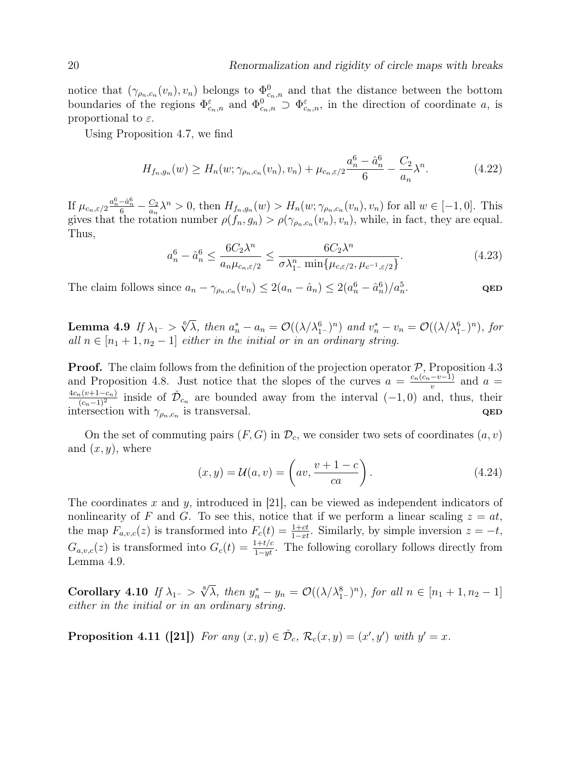notice that $(\gamma_{\rho_n,c_n}(v_n), v_n)$ belongs to $\Phi^0_{c_n,n}$ and that the distance between the bottom boundaries of the regions $\Phi^\varepsilon_{c_n,n}$ and $\Phi^0_{c_n,n} \supset \Phi^\varepsilon_{c_n,n}$, in the direction of coordinate $a$, is proportional to $\varepsilon$.

Using Proposition 4.7, we find

$$H_{f_n,g_n}(w) \geq H_n(w; \gamma_{\rho_n,c_n}(v_n), v_n) + \mu_{c_n,\varepsilon/2}\frac{a_n^6 - \hat{a}_n^6}{6} - \frac{C_2}{a_n}\lambda^n. \tag{4.22}$$

If $\mu_{c_n,\varepsilon/2}\frac{a_n^6-\hat{a}_n^6}{6} - \frac{C_2}{a_n}\lambda^n > 0$, then $H_{f_n,g_n}(w) > H_n(w; \gamma_{\rho_n,c_n}(v_n), v_n)$ for all $w \in [-1, 0]$. This gives that the rotation number $\rho(f_n, g_n) > \rho(\gamma_{\rho_n,c_n}(v_n), v_n)$, while, in fact, they are equal. Thus,

$$a_n^6 - \hat{a}_n^6 \leq \frac{6C_2\lambda^n}{a_n \mu_{c_n,\varepsilon/2}} \leq \frac{6C_2\lambda^n}{\sigma\lambda_{1^-}^n \min\{\mu_{c,\varepsilon/2}, \mu_{c^{-1},\varepsilon/2}\}}. \tag{4.23}$$

The claim follows since $a_n - \gamma_{\rho_n,c_n}(v_n) \leq 2(a_n - \hat{a}_n) \leq 2(a_n^6 - \hat{a}_n^6)/a_n^5$. **QED**

**Lemma 4.9** *If $\lambda_{1^-} > \sqrt[6]{\lambda}$, then $a_n^* - a_n = \mathcal{O}((\lambda/\lambda_{1^-}^6)^n)$ and $v_n^* - v_n = \mathcal{O}((\lambda/\lambda_{1^-}^6)^n)$, for all $n \in [n_1 + 1, n_2 - 1]$ either in the initial or in an ordinary string.*

**Proof.** The claim follows from the definition of the projection operator $\mathcal{P}$, Proposition 4.3 and Proposition 4.8. Just notice that the slopes of the curves $a = \frac{c_n(c_n - v - 1)}{v}$ and $a = \frac{4c_n(v+1-c_n)}{(c_n-1)^2}$ inside of $\check{\mathcal{D}}_{c_n}$ are bounded away from the interval $(-1, 0)$ and, thus, their intersection with $\gamma_{\rho_n,c_n}$ is transversal. **QED**

On the set of commuting pairs $(F, G)$ in $\mathcal{D}_c$, we consider two sets of coordinates $(a, v)$ and $(x, y)$, where

$$(x, y) = \mathcal{U}(a, v) = \left(av, \frac{v + 1 - c}{ca}\right). \tag{4.24}$$

The coordinates $x$ and $y$, introduced in [21], can be viewed as independent indicators of nonlinearity of $F$ and $G$. To see this, notice that if we perform a linear scaling $z = at$, the map $F_{a,v,c}(z)$ is transformed into $F_c(t) = \frac{1+ct}{1-xt}$. Similarly, by simple inversion $z = -t$, $G_{a,v,c}(z)$ is transformed into $G_c(t) = \frac{1+t/c}{1-yt}$. The following corollary follows directly from Lemma 4.9.

**Corollary 4.10** *If $\lambda_{1^-} > \sqrt[8]{\lambda}$, then $y_n^* - y_n = \mathcal{O}((\lambda/\lambda_{1^-}^8)^n)$, for all $n \in [n_1 + 1, n_2 - 1]$ either in the initial or in an ordinary string.*

**Proposition 4.11 ([21])** *For any $(x, y) \in \check{\mathcal{D}}_c$, $\mathcal{R}_c(x, y) = (x', y')$ with $y' = x$.*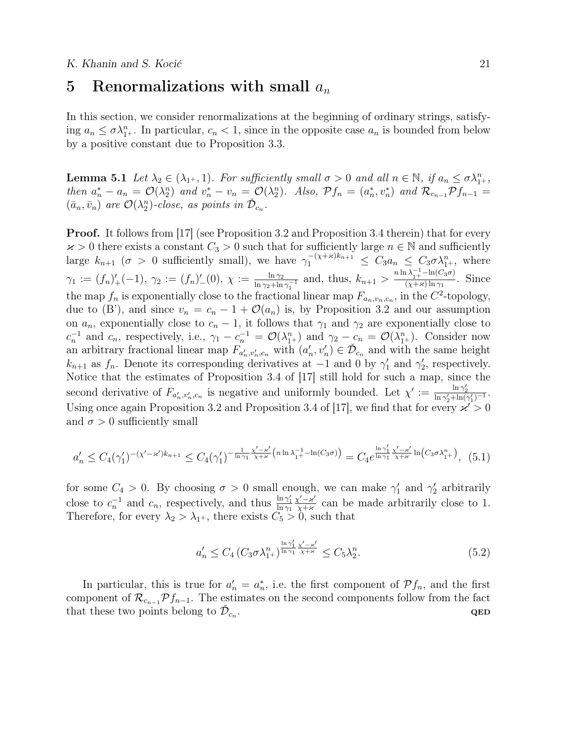## 5 Renormalizations with small $a_n$

In this section, we consider renormalizations at the beginning of ordinary strings, satisfying $a_n \leq \sigma\lambda_{1+}^n$. In particular, $c_n < 1$, since in the opposite case $a_n$ is bounded from below by a positive constant due to Proposition 3.3.

**Lemma 5.1** *Let $\lambda_2 \in (\lambda_{1+}, 1)$. For sufficiently small $\sigma > 0$ and all $n \in \mathbb{N}$, if $a_n \leq \sigma\lambda_{1+}^n$, then $a_n^* - a_n = \mathcal{O}(\lambda_2^n)$ and $v_n^* - v_n = \mathcal{O}(\lambda_2^n)$. Also, $\mathcal{P}f_n = (a_n^*, v_n^*)$ and $\mathcal{R}_{c_{n-1}}\mathcal{P}f_{n-1} = (\bar{a}_n, \bar{v}_n)$ are $\mathcal{O}(\lambda_2^n)$-close, as points in $\check{\mathcal{D}}_{c_n}$.*

**Proof.** It follows from [17] (see Proposition 3.2 and Proposition 3.4 therein) that for every $\varkappa > 0$ there exists a constant $C_3 > 0$ such that for sufficiently large $n \in \mathbb{N}$ and sufficiently large $k_{n+1}$ ($\sigma > 0$ sufficiently small), we have $\gamma_1^{-(\chi+\varkappa)k_{n+1}} \leq C_3 a_n \leq C_3\sigma\lambda_{1+}^n$, where $\gamma_1 := (f_n)'_+(-1)$, $\gamma_2 := (f_n)'_-(0)$, $\chi := \frac{\ln\gamma_2}{\ln\gamma_2 + \ln\gamma_1^{-1}}$ and, thus, $k_{n+1} > \frac{n\ln\lambda_{1+}^{-1} - \ln(C_3\sigma)}{(\chi+\varkappa)\ln\gamma_1}$. Since the map $f_n$ is exponentially close to the fractional linear map $F_{a_n,v_n,c_n}$, in the $C^2$-topology, due to (B'), and since $v_n = c_n - 1 + \mathcal{O}(a_n)$ is, by Proposition 3.2 and our assumption on $a_n$, exponentially close to $c_n - 1$, it follows that $\gamma_1$ and $\gamma_2$ are exponentially close to $c_n^{-1}$ and $c_n$, respectively, i.e., $\gamma_1 - c_n^{-1} = \mathcal{O}(\lambda_{1+}^n)$ and $\gamma_2 - c_n = \mathcal{O}(\lambda_{1+}^n)$. Consider now an arbitrary fractional linear map $F_{a'_n,v'_n,c_n}$ with $(a'_n, v'_n) \in \check{\mathcal{D}}_{c_n}$ and with the same height $k_{n+1}$ as $f_n$. Denote its corresponding derivatives at $-1$ and $0$ by $\gamma'_1$ and $\gamma'_2$, respectively. Notice that the estimates of Proposition 3.4 of [17] still hold for such a map, since the second derivative of $F_{a'_n,v'_n,c_n}$ is negative and uniformly bounded. Let $\chi' := \frac{\ln\gamma'_2}{\ln\gamma'_2 + \ln(\gamma'_1)^{-1}}$. Using once again Proposition 3.2 and Proposition 3.4 of [17], we find that for every $\varkappa' > 0$ and $\sigma > 0$ sufficiently small

$$a'_n \leq C_4(\gamma'_1)^{-(\chi'-\varkappa')k_{n+1}} \leq C_4(\gamma'_1)^{-\frac{1}{\ln\gamma_1}\frac{\chi'-\varkappa'}{\chi+\varkappa}\left(n\ln\lambda_{1+}^{-1} - \ln(C_3\sigma)\right)} = C_4 e^{\frac{\ln\gamma'_1}{\ln\gamma_1}\frac{\chi'-\varkappa'}{\chi+\varkappa}\ln\left(C_3\sigma\lambda_{1+}^n\right)}, \quad (5.1)$$

for some $C_4 > 0$. By choosing $\sigma > 0$ small enough, we can make $\gamma'_1$ and $\gamma'_2$ arbitrarily close to $c_n^{-1}$ and $c_n$, respectively, and thus $\frac{\ln\gamma'_1}{\ln\gamma_1}\frac{\chi'-\varkappa'}{\chi+\varkappa}$ can be made arbitrarily close to 1. Therefore, for every $\lambda_2 > \lambda_{1+}$, there exists $C_5 > 0$, such that

$$a'_n \leq C_4\left(C_3\sigma\lambda_{1+}^n\right)^{\frac{\ln\gamma'_1}{\ln\gamma_1}\frac{\chi'-\varkappa'}{\chi+\varkappa}} \leq C_5\lambda_2^n. \quad (5.2)$$

In particular, this is true for $a'_n = a_n^*$, i.e. the first component of $\mathcal{P}f_n$, and the first component of $\mathcal{R}_{c_{n-1}}\mathcal{P}f_{n-1}$. The estimates on the second components follow from the fact that these two points belong to $\check{\mathcal{D}}_{c_n}$. QED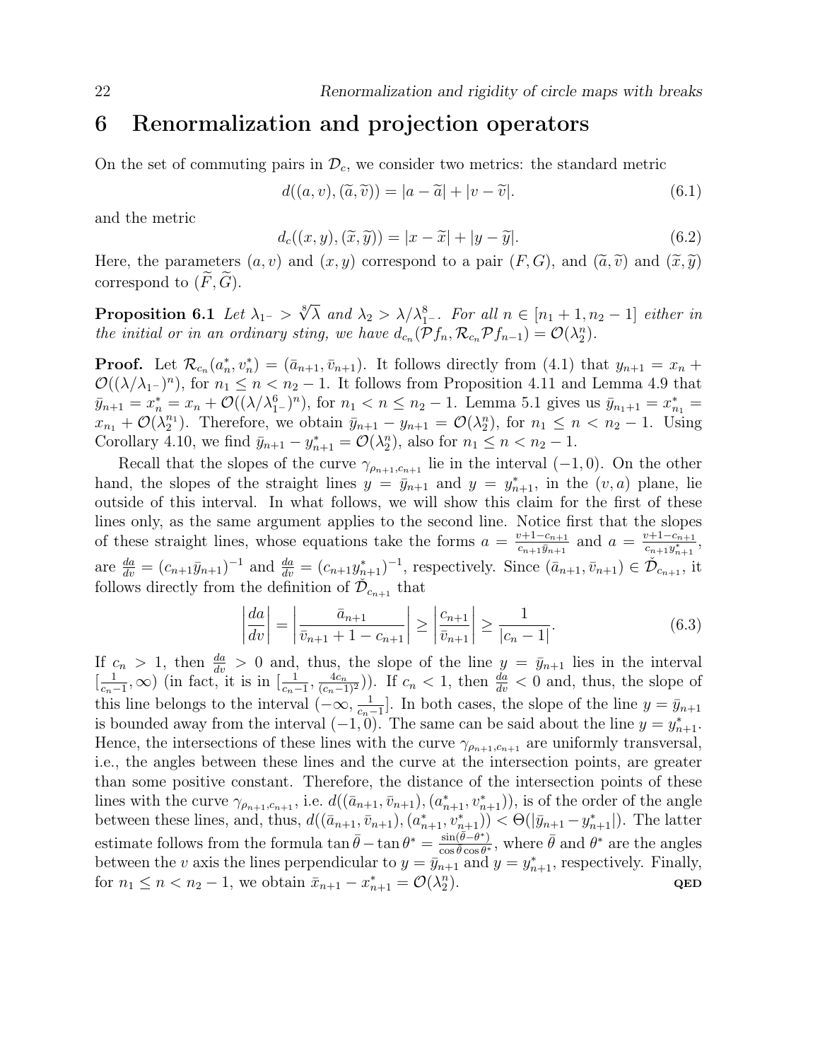## 6 Renormalization and projection operators

On the set of commuting pairs in $\mathcal{D}_c$, we consider two metrics: the standard metric

$$d((a,v),(\widetilde{a},\widetilde{v})) = |a-\widetilde{a}| + |v-\widetilde{v}|. \tag{6.1}$$

and the metric

$$d_c((x,y),(\widetilde{x},\widetilde{y})) = |x-\widetilde{x}| + |y-\widetilde{y}|. \tag{6.2}$$

Here, the parameters $(a,v)$ and $(x,y)$ correspond to a pair $(F,G)$, and $(\widetilde{a},\widetilde{v})$ and $(\widetilde{x},\widetilde{y})$ correspond to $(\widetilde{F},\widetilde{G})$.

**Proposition 6.1** *Let $\lambda_{1^-} > \sqrt[8]{\lambda}$ and $\lambda_2 > \lambda/\lambda_{1^-}^8$. For all $n \in [n_1+1, n_2-1]$ either in the initial or in an ordinary sting, we have $d_{c_n}(\mathcal{P}f_n, \mathcal{R}_{c_n}\mathcal{P}f_{n-1}) = \mathcal{O}(\lambda_2^n)$.*

**Proof.** Let $\mathcal{R}_{c_n}(a_n^*, v_n^*) = (\bar{a}_{n+1}, \bar{v}_{n+1})$. It follows directly from (4.1) that $y_{n+1} = x_n + \mathcal{O}((\lambda/\lambda_{1^-})^n)$, for $n_1 \le n < n_2-1$. It follows from Proposition 4.11 and Lemma 4.9 that $\bar{y}_{n+1} = x_n^* = x_n + \mathcal{O}((\lambda/\lambda_{1^-}^6)^n)$, for $n_1 < n \le n_2-1$. Lemma 5.1 gives us $\bar{y}_{n_1+1} = x_{n_1}^* = x_{n_1} + \mathcal{O}(\lambda_2^{n_1})$. Therefore, we obtain $\bar{y}_{n+1} - y_{n+1} = \mathcal{O}(\lambda_2^n)$, for $n_1 \le n < n_2-1$. Using Corollary 4.10, we find $\bar{y}_{n+1} - y_{n+1}^* = \mathcal{O}(\lambda_2^n)$, also for $n_1 \le n < n_2-1$.

Recall that the slopes of the curve $\gamma_{\rho_{n+1},c_{n+1}}$ lie in the interval $(-1,0)$. On the other hand, the slopes of the straight lines $y = \bar{y}_{n+1}$ and $y = y_{n+1}^*$, in the $(v,a)$ plane, lie outside of this interval. In what follows, we will show this claim for the first of these lines only, as the same argument applies to the second line. Notice first that the slopes of these straight lines, whose equations take the forms $a = \frac{v+1-c_{n+1}}{c_{n+1}\bar{y}_{n+1}}$ and $a = \frac{v+1-c_{n+1}}{c_{n+1}y_{n+1}^*}$, are $\frac{da}{dv} = (c_{n+1}\bar{y}_{n+1})^{-1}$ and $\frac{da}{dv} = (c_{n+1}y_{n+1}^*)^{-1}$, respectively. Since $(\bar{a}_{n+1}, \bar{v}_{n+1}) \in \check{\mathcal{D}}_{c_{n+1}}$, it follows directly from the definition of $\check{\mathcal{D}}_{c_{n+1}}$ that

$$\left|\frac{da}{dv}\right| = \left|\frac{\bar{a}_{n+1}}{\bar{v}_{n+1}+1-c_{n+1}}\right| \ge \left|\frac{c_{n+1}}{\bar{v}_{n+1}}\right| \ge \frac{1}{|c_n-1|}. \tag{6.3}$$

If $c_n > 1$, then $\frac{da}{dv} > 0$ and, thus, the slope of the line $y = \bar{y}_{n+1}$ lies in the interval $[\frac{1}{c_n-1}, \infty)$ (in fact, it is in $[\frac{1}{c_n-1}, \frac{4c_n}{(c_n-1)^2})$). If $c_n < 1$, then $\frac{da}{dv} < 0$ and, thus, the slope of this line belongs to the interval $(-\infty, \frac{1}{c_n-1}]$. In both cases, the slope of the line $y = \bar{y}_{n+1}$ is bounded away from the interval $(-1,0)$. The same can be said about the line $y = y_{n+1}^*$. Hence, the intersections of these lines with the curve $\gamma_{\rho_{n+1},c_{n+1}}$ are uniformly transversal, i.e., the angles between these lines and the curve at the intersection points, are greater than some positive constant. Therefore, the distance of the intersection points of these lines with the curve $\gamma_{\rho_{n+1},c_{n+1}}$, i.e. $d((\bar{a}_{n+1}, \bar{v}_{n+1}), (a_{n+1}^*, v_{n+1}^*))$, is of the order of the angle between these lines, and, thus, $d((\bar{a}_{n+1}, \bar{v}_{n+1}), (a_{n+1}^*, v_{n+1}^*)) < \Theta(|\bar{y}_{n+1} - y_{n+1}^*|)$. The latter estimate follows from the formula $\tan\bar{\theta} - \tan\theta^* = \frac{\sin(\bar{\theta}-\theta^*)}{\cos\bar{\theta}\cos\theta^*}$, where $\bar{\theta}$ and $\theta^*$ are the angles between the $v$ axis the lines perpendicular to $y = \bar{y}_{n+1}$ and $y = y_{n+1}^*$, respectively. Finally, for $n_1 \le n < n_2-1$, we obtain $\bar{x}_{n+1} - x_{n+1}^* = \mathcal{O}(\lambda_2^n)$. **QED**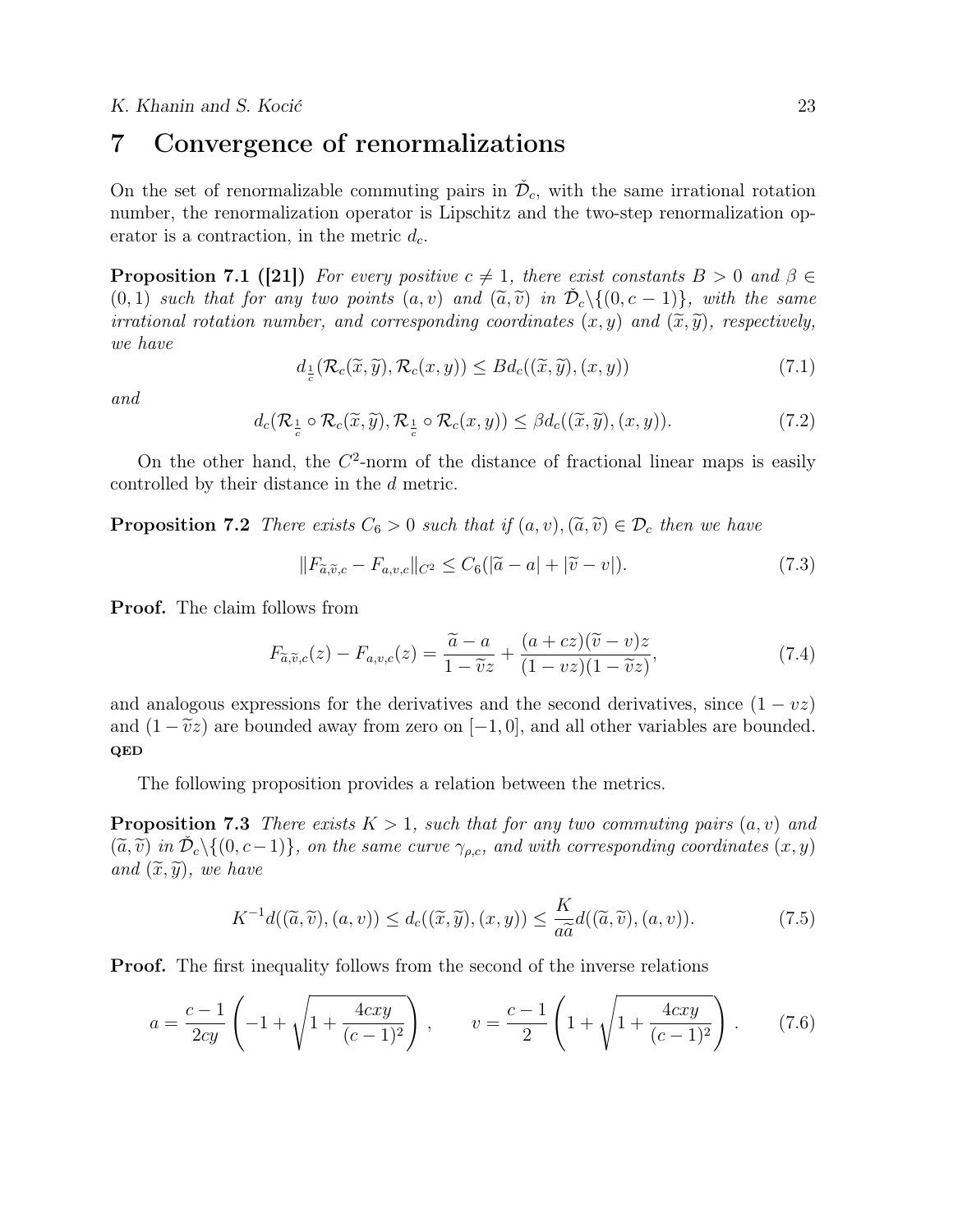## 7 Convergence of renormalizations

On the set of renormalizable commuting pairs in $\check{\mathcal{D}}_c$, with the same irrational rotation number, the renormalization operator is Lipschitz and the two-step renormalization operator is a contraction, in the metric $d_c$.

**Proposition 7.1 ([21])** *For every positive $c \neq 1$, there exist constants $B > 0$ and $\beta \in (0,1)$ such that for any two points $(a,v)$ and $(\widetilde{a},\widetilde{v})$ in $\check{\mathcal{D}}_c \backslash \{(0, c-1)\}$, with the same irrational rotation number, and corresponding coordinates $(x,y)$ and $(\widetilde{x},\widetilde{y})$, respectively, we have*

$$
d_{\frac{1}{c}}(\mathcal{R}_c(\widetilde{x},\widetilde{y}), \mathcal{R}_c(x,y)) \leq B d_c((\widetilde{x},\widetilde{y}),(x,y)) \tag{7.1}
$$

*and*

$$
d_c(\mathcal{R}_{\frac{1}{c}} \circ \mathcal{R}_c(\widetilde{x},\widetilde{y}), \mathcal{R}_{\frac{1}{c}} \circ \mathcal{R}_c(x,y)) \leq \beta d_c((\widetilde{x},\widetilde{y}),(x,y)). \tag{7.2}
$$

On the other hand, the $C^2$-norm of the distance of fractional linear maps is easily controlled by their distance in the $d$ metric.

**Proposition 7.2** *There exists $C_6 > 0$ such that if $(a,v), (\widetilde{a},\widetilde{v}) \in \mathcal{D}_c$ then we have*

$$
\|F_{\widetilde{a},\widetilde{v},c} - F_{a,v,c}\|_{C^2} \leq C_6(|\widetilde{a} - a| + |\widetilde{v} - v|). \tag{7.3}
$$

**Proof.** The claim follows from

$$
F_{\widetilde{a},\widetilde{v},c}(z) - F_{a,v,c}(z) = \frac{\widetilde{a} - a}{1 - \widetilde{v}z} + \frac{(a + cz)(\widetilde{v} - v)z}{(1 - vz)(1 - \widetilde{v}z)}, \tag{7.4}
$$

and analogous expressions for the derivatives and the second derivatives, since $(1 - vz)$ and $(1 - \widetilde{v}z)$ are bounded away from zero on $[-1, 0]$, and all other variables are bounded. **QED**

The following proposition provides a relation between the metrics.

**Proposition 7.3** *There exists $K > 1$, such that for any two commuting pairs $(a,v)$ and $(\widetilde{a},\widetilde{v})$ in $\check{\mathcal{D}}_c \backslash \{(0, c-1)\}$, on the same curve $\gamma_{\rho,c}$, and with corresponding coordinates $(x,y)$ and $(\widetilde{x},\widetilde{y})$, we have*

$$
K^{-1} d((\widetilde{a},\widetilde{v}),(a,v)) \leq d_c((\widetilde{x},\widetilde{y}),(x,y)) \leq \frac{K}{a\widetilde{a}} d((\widetilde{a},\widetilde{v}),(a,v)). \tag{7.5}
$$

**Proof.** The first inequality follows from the second of the inverse relations

$$
a = \frac{c-1}{2cy}\left(-1 + \sqrt{1 + \frac{4cxy}{(c-1)^2}}\right), \qquad v = \frac{c-1}{2}\left(1 + \sqrt{1 + \frac{4cxy}{(c-1)^2}}\right). \tag{7.6}
$$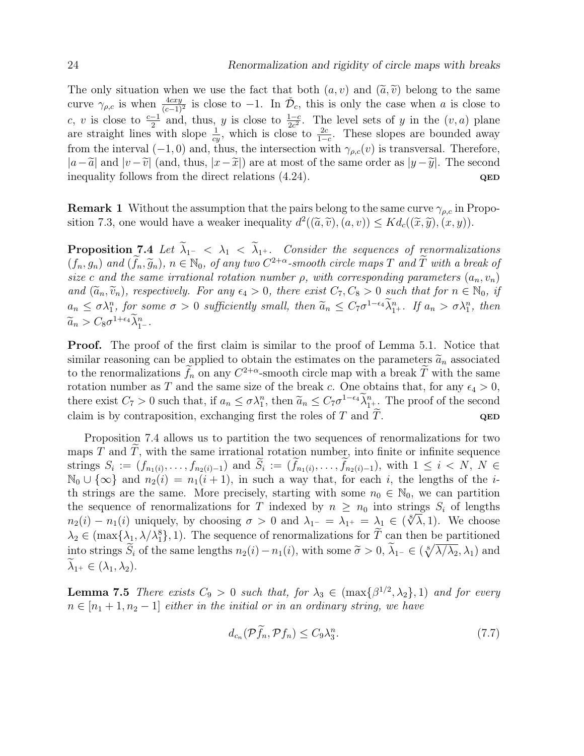The only situation when we use the fact that both $(a, v)$ and $(\widetilde{a}, \widetilde{v})$ belong to the same curve $\gamma_{\rho,c}$ is when $\frac{4cxy}{(c-1)^2}$ is close to $-1$. In $\check{\mathcal{D}}_c$, this is only the case when $a$ is close to $c$, $v$ is close to $\frac{c-1}{2}$ and, thus, $y$ is close to $\frac{1-c}{2c^2}$. The level sets of $y$ in the $(v, a)$ plane are straight lines with slope $\frac{1}{cy}$, which is close to $\frac{2c}{1-c}$. These slopes are bounded away from the interval $(-1, 0)$ and, thus, the intersection with $\gamma_{\rho,c}(v)$ is transversal. Therefore, $|a-\widetilde{a}|$ and $|v-\widetilde{v}|$ (and, thus, $|x-\widetilde{x}|$) are at most of the same order as $|y-\widetilde{y}|$. The second inequality follows from the direct relations (4.24). **QED**

**Remark 1** Without the assumption that the pairs belong to the same curve $\gamma_{\rho,c}$ in Proposition 7.3, one would have a weaker inequality $d^2((\widetilde{a}, \widetilde{v}), (a, v)) \leq K d_c((\widetilde{x}, \widetilde{y}), (x, y))$.

**Proposition 7.4** *Let $\widetilde{\lambda}_{1^-} < \lambda_1 < \widetilde{\lambda}_{1^+}$. Consider the sequences of renormalizations $(f_n, g_n)$ and $(\widetilde{f}_n, \widetilde{g}_n)$, $n \in \mathbb{N}_0$, of any two $C^{2+\alpha}$-smooth circle maps $T$ and $\widetilde{T}$ with a break of size $c$ and the same irrational rotation number $\rho$, with corresponding parameters $(a_n, v_n)$ and $(\widetilde{a}_n, \widetilde{v}_n)$, respectively. For any $\epsilon_4 > 0$, there exist $C_7, C_8 > 0$ such that for $n \in \mathbb{N}_0$, if $a_n \leq \sigma \lambda_1^n$, for some $\sigma > 0$ sufficiently small, then $\widetilde{a}_n \leq C_7 \sigma^{1-\epsilon_4} \widetilde{\lambda}_{1^+}^n$. If $a_n > \sigma \lambda_1^n$, then $\widetilde{a}_n > C_8 \sigma^{1+\epsilon_4} \widetilde{\lambda}_{1^-}^n$.*

**Proof.** The proof of the first claim is similar to the proof of Lemma 5.1. Notice that similar reasoning can be applied to obtain the estimates on the parameters $\widetilde{a}_n$ associated to the renormalizations $\widetilde{f}_n$ on any $C^{2+\alpha}$-smooth circle map with a break $\widetilde{T}$ with the same rotation number as $T$ and the same size of the break $c$. One obtains that, for any $\epsilon_4 > 0$, there exist $C_7 > 0$ such that, if $a_n \leq \sigma \lambda_1^n$, then $\widetilde{a}_n \leq C_7 \sigma^{1-\epsilon_4} \widetilde{\lambda}_{1^+}^n$. The proof of the second claim is by contraposition, exchanging first the roles of $T$ and $\widetilde{T}$. **QED**

Proposition 7.4 allows us to partition the two sequences of renormalizations for two maps $T$ and $\widetilde{T}$, with the same irrational rotation number, into finite or infinite sequence strings $S_i := (f_{n_1(i)}, \ldots, f_{n_2(i)-1})$ and $\widetilde{S}_i := (\widetilde{f}_{n_1(i)}, \ldots, \widetilde{f}_{n_2(i)-1})$, with $1 \leq i < N$, $N \in \mathbb{N}_0 \cup \{\infty\}$ and $n_2(i) = n_1(i+1)$, in such a way that, for each $i$, the lengths of the $i$-th strings are the same. More precisely, starting with some $n_0 \in \mathbb{N}_0$, we can partition the sequence of renormalizations for $T$ indexed by $n \geq n_0$ into strings $S_i$ of lengths $n_2(i) - n_1(i)$ uniquely, by choosing $\sigma > 0$ and $\lambda_{1^-} = \lambda_{1^+} = \lambda_1 \in (\sqrt[8]{\lambda}, 1)$. We choose $\lambda_2 \in (\max\{\lambda_1, \lambda/\lambda_1^8\}, 1)$. The sequence of renormalizations for $\widetilde{T}$ can then be partitioned into strings $\widetilde{S}_i$ of the same lengths $n_2(i) - n_1(i)$, with some $\widetilde{\sigma} > 0$, $\widetilde{\lambda}_{1^-} \in (\sqrt[8]{\lambda/\lambda_2}, \lambda_1)$ and $\widetilde{\lambda}_{1^+} \in (\lambda_1, \lambda_2)$.

**Lemma 7.5** *There exists $C_9 > 0$ such that, for $\lambda_3 \in (\max\{\beta^{1/2}, \lambda_2\}, 1)$ and for every $n \in [n_1 + 1, n_2 - 1]$ either in the initial or in an ordinary string, we have*

$$d_{c_n}(\mathcal{P}\widetilde{f}_n, \mathcal{P}f_n) \leq C_9 \lambda_3^n. \tag{7.7}$$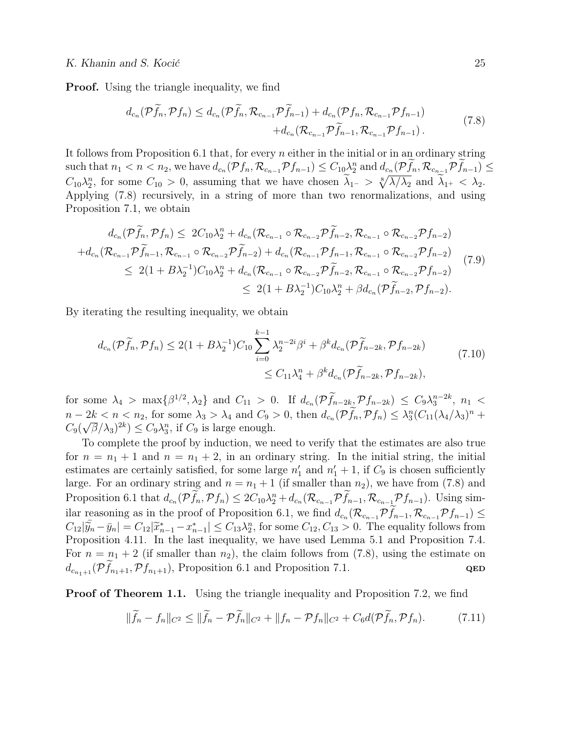**Proof.** Using the triangle inequality, we find

$$
\begin{aligned}
d_{c_n}(\mathcal{P}\widetilde{f}_n, \mathcal{P}f_n) \leq d_{c_n}(\mathcal{P}\widetilde{f}_n, \mathcal{R}_{c_{n-1}}\mathcal{P}\widetilde{f}_{n-1}) + d_{c_n}(\mathcal{P}f_n, \mathcal{R}_{c_{n-1}}\mathcal{P}f_{n-1}) \\
+ d_{c_n}(\mathcal{R}_{c_{n-1}}\mathcal{P}\widetilde{f}_{n-1}, \mathcal{R}_{c_{n-1}}\mathcal{P}f_{n-1}) \,.
\end{aligned}
\tag{7.8}
$$

It follows from Proposition 6.1 that, for every $n$ either in the initial or in an ordinary string such that $n_1 < n < n_2$, we have $d_{c_n}(\mathcal{P}f_n, \mathcal{R}_{c_{n-1}}\mathcal{P}f_{n-1}) \leq C_{10}\lambda_2^n$ and $d_{c_n}(\mathcal{P}\widetilde{f}_n, \mathcal{R}_{c_{n-1}}\mathcal{P}\widetilde{f}_{n-1}) \leq C_{10}\lambda_2^n$, for some $C_{10} > 0$, assuming that we have chosen $\widetilde{\lambda}_{1^-} > \sqrt[8]{\lambda/\lambda_2}$ and $\widetilde{\lambda}_{1^+} < \lambda_2$. Applying (7.8) recursively, in a string of more than two renormalizations, and using Proposition 7.1, we obtain

$$
\begin{aligned}
d_{c_n}(\mathcal{P}\widetilde{f}_n, \mathcal{P}f_n) \leq\ & 2C_{10}\lambda_2^n + d_{c_n}(\mathcal{R}_{c_{n-1}} \circ \mathcal{R}_{c_{n-2}}\mathcal{P}\widetilde{f}_{n-2}, \mathcal{R}_{c_{n-1}} \circ \mathcal{R}_{c_{n-2}}\mathcal{P}f_{n-2}) \\
+ d_{c_n}(\mathcal{R}_{c_{n-1}}\mathcal{P}\widetilde{f}_{n-1}, \mathcal{R}_{c_{n-1}} \circ \mathcal{R}_{c_{n-2}}\mathcal{P}\widetilde{f}_{n-2}) & + d_{c_n}(\mathcal{R}_{c_{n-1}}\mathcal{P}f_{n-1}, \mathcal{R}_{c_{n-1}} \circ \mathcal{R}_{c_{n-2}}\mathcal{P}f_{n-2}) \\
\leq\ & 2(1 + B\lambda_2^{-1})C_{10}\lambda_2^n + d_{c_n}(\mathcal{R}_{c_{n-1}} \circ \mathcal{R}_{c_{n-2}}\mathcal{P}\widetilde{f}_{n-2}, \mathcal{R}_{c_{n-1}} \circ \mathcal{R}_{c_{n-2}}\mathcal{P}f_{n-2}) \\
\leq\ & 2(1 + B\lambda_2^{-1})C_{10}\lambda_2^n + \beta d_{c_n}(\mathcal{P}\widetilde{f}_{n-2}, \mathcal{P}f_{n-2}).
\end{aligned}
\tag{7.9}
$$

By iterating the resulting inequality, we obtain

$$
\begin{aligned}
d_{c_n}(\mathcal{P}\widetilde{f}_n, \mathcal{P}f_n) \leq 2(1 + B\lambda_2^{-1})C_{10}\sum_{i=0}^{k-1}\lambda_2^{n-2i}\beta^i + \beta^k d_{c_n}(\mathcal{P}\widetilde{f}_{n-2k}, \mathcal{P}f_{n-2k}) \\
\leq C_{11}\lambda_4^n + \beta^k d_{c_n}(\mathcal{P}\widetilde{f}_{n-2k}, \mathcal{P}f_{n-2k}),
\end{aligned}
\tag{7.10}
$$

for some $\lambda_4 > \max\{\beta^{1/2}, \lambda_2\}$ and $C_{11} > 0$. If $d_{c_n}(\mathcal{P}\widetilde{f}_{n-2k}, \mathcal{P}f_{n-2k}) \leq C_9\lambda_3^{n-2k}$, $n_1 < n - 2k < n < n_2$, for some $\lambda_3 > \lambda_4$ and $C_9 > 0$, then $d_{c_n}(\mathcal{P}\widetilde{f}_n, \mathcal{P}f_n) \leq \lambda_3^n(C_{11}(\lambda_4/\lambda_3)^n + C_9(\sqrt{\beta}/\lambda_3)^{2k}) \leq C_9\lambda_3^n$, if $C_9$ is large enough.

To complete the proof by induction, we need to verify that the estimates are also true for $n = n_1 + 1$ and $n = n_1 + 2$, in an ordinary string. In the initial string, the initial estimates are certainly satisfied, for some large $n_1'$ and $n_1' + 1$, if $C_9$ is chosen sufficiently large. For an ordinary string and $n = n_1 + 1$ (if smaller than $n_2$), we have from (7.8) and Proposition 6.1 that $d_{c_n}(\mathcal{P}\widetilde{f}_n, \mathcal{P}f_n) \leq 2C_{10}\lambda_2^n + d_{c_n}(\mathcal{R}_{c_{n-1}}\mathcal{P}\widetilde{f}_{n-1}, \mathcal{R}_{c_{n-1}}\mathcal{P}f_{n-1})$. Using similar reasoning as in the proof of Proposition 6.1, we find $d_{c_n}(\mathcal{R}_{c_{n-1}}\mathcal{P}\widetilde{f}_{n-1}, \mathcal{R}_{c_{n-1}}\mathcal{P}f_{n-1}) \leq C_{12}|\bar{\widetilde{y}}_n - \bar{y}_n| = C_{12}|\widetilde{x}^*_{n-1} - x^*_{n-1}| \leq C_{13}\lambda_2^n$, for some $C_{12}, C_{13} > 0$. The equality follows from Proposition 4.11. In the last inequality, we have used Lemma 5.1 and Proposition 7.4. For $n = n_1 + 2$ (if smaller than $n_2$), the claim follows from (7.8), using the estimate on $d_{c_{n_1+1}}(\mathcal{P}\widetilde{f}_{n_1+1}, \mathcal{P}f_{n_1+1})$, Proposition 6.1 and Proposition 7.1. **QED**

**Proof of Theorem 1.1.** Using the triangle inequality and Proposition 7.2, we find

$$
\|\widetilde{f}_n - f_n\|_{C^2} \leq \|\widetilde{f}_n - \mathcal{P}\widetilde{f}_n\|_{C^2} + \|f_n - \mathcal{P}f_n\|_{C^2} + C_6 d(\mathcal{P}\widetilde{f}_n, \mathcal{P}f_n).
\tag{7.11}
$$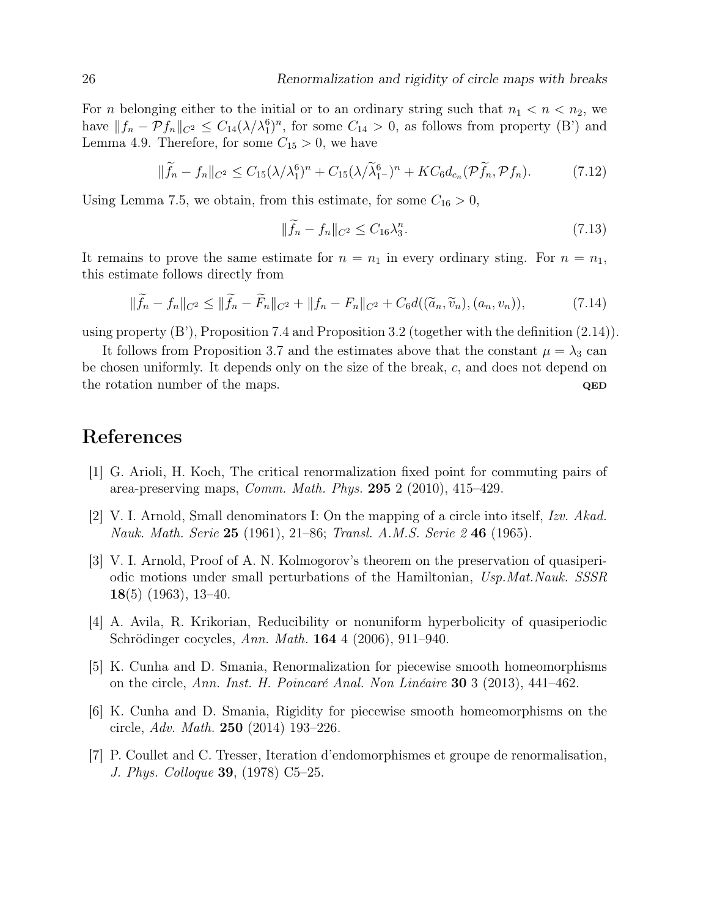For $n$ belonging either to the initial or to an ordinary string such that $n_1 < n < n_2$, we have $\|f_n - \mathcal{P}f_n\|_{C^2} \le C_{14}(\lambda/\lambda_1^6)^n$, for some $C_{14} > 0$, as follows from property (B') and Lemma 4.9. Therefore, for some $C_{15} > 0$, we have

$$\|\widetilde{f}_n - f_n\|_{C^2} \le C_{15}(\lambda/\lambda_1^6)^n + C_{15}(\lambda/\widetilde{\lambda}_{1^-}^6)^n + KC_6 d_{c_n}(\mathcal{P}\widetilde{f}_n, \mathcal{P}f_n). \tag{7.12}$$

Using Lemma 7.5, we obtain, from this estimate, for some $C_{16} > 0$,

$$\|\widetilde{f}_n - f_n\|_{C^2} \le C_{16}\lambda_3^n. \tag{7.13}$$

It remains to prove the same estimate for $n = n_1$ in every ordinary sting. For $n = n_1$, this estimate follows directly from

$$\|\widetilde{f}_n - f_n\|_{C^2} \le \|\widetilde{f}_n - \widetilde{F}_n\|_{C^2} + \|f_n - F_n\|_{C^2} + C_6 d((\widetilde{a}_n, \widetilde{v}_n), (a_n, v_n)), \tag{7.14}$$

using property (B'), Proposition 7.4 and Proposition 3.2 (together with the definition (2.14)).

It follows from Proposition 3.7 and the estimates above that the constant $\mu = \lambda_3$ can be chosen uniformly. It depends only on the size of the break, $c$, and does not depend on the rotation number of the maps. **QED**

# References

[1] G. Arioli, H. Koch, The critical renormalization fixed point for commuting pairs of area-preserving maps, *Comm. Math. Phys.* **295** 2 (2010), 415–429.

[2] V. I. Arnold, Small denominators I: On the mapping of a circle into itself, *Izv. Akad. Nauk. Math. Serie* **25** (1961), 21–86; *Transl. A.M.S. Serie 2* **46** (1965).

[3] V. I. Arnold, Proof of A. N. Kolmogorov's theorem on the preservation of quasiperiodic motions under small perturbations of the Hamiltonian, *Usp.Mat.Nauk. SSSR* **18**(5) (1963), 13–40.

[4] A. Avila, R. Krikorian, Reducibility or nonuniform hyperbolicity of quasiperiodic Schrödinger cocycles, *Ann. Math.* **164** 4 (2006), 911–940.

[5] K. Cunha and D. Smania, Renormalization for piecewise smooth homeomorphisms on the circle, *Ann. Inst. H. Poincaré Anal. Non Linéaire* **30** 3 (2013), 441–462.

[6] K. Cunha and D. Smania, Rigidity for piecewise smooth homeomorphisms on the circle, *Adv. Math.* **250** (2014) 193–226.

[7] P. Coullet and C. Tresser, Iteration d'endomorphismes et groupe de renormalisation, *J. Phys. Colloque* **39**, (1978) C5–25.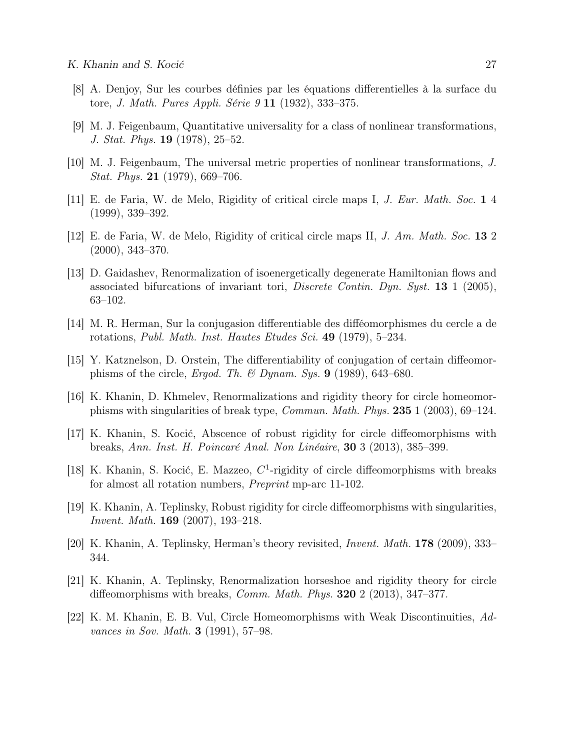[8] A. Denjoy, Sur les courbes définies par les équations differentielles à la surface du tore, *J. Math. Pures Appli. Série 9* **11** (1932), 333–375.

[9] M. J. Feigenbaum, Quantitative universality for a class of nonlinear transformations, *J. Stat. Phys.* **19** (1978), 25–52.

[10] M. J. Feigenbaum, The universal metric properties of nonlinear transformations, *J. Stat. Phys.* **21** (1979), 669–706.

[11] E. de Faria, W. de Melo, Rigidity of critical circle maps I, *J. Eur. Math. Soc.* **1** 4 (1999), 339–392.

[12] E. de Faria, W. de Melo, Rigidity of critical circle maps II, *J. Am. Math. Soc.* **13** 2 (2000), 343–370.

[13] D. Gaidashev, Renormalization of isoenergetically degenerate Hamiltonian flows and associated bifurcations of invariant tori, *Discrete Contin. Dyn. Syst.* **13** 1 (2005), 63–102.

[14] M. R. Herman, Sur la conjugasion differentiable des difféomorphismes du cercle a de rotations, *Publ. Math. Inst. Hautes Etudes Sci.* **49** (1979), 5–234.

[15] Y. Katznelson, D. Orstein, The differentiability of conjugation of certain diffeomorphisms of the circle, *Ergod. Th. & Dynam. Sys.* **9** (1989), 643–680.

[16] K. Khanin, D. Khmelev, Renormalizations and rigidity theory for circle homeomorphisms with singularities of break type, *Commun. Math. Phys.* **235** 1 (2003), 69–124.

[17] K. Khanin, S. Kocić, Abscence of robust rigidity for circle diffeomorphisms with breaks, *Ann. Inst. H. Poincaré Anal. Non Linéaire*, **30** 3 (2013), 385–399.

[18] K. Khanin, S. Kocić, E. Mazzeo, $C^1$-rigidity of circle diffeomorphisms with breaks for almost all rotation numbers, *Preprint* mp-arc 11-102.

[19] K. Khanin, A. Teplinsky, Robust rigidity for circle diffeomorphisms with singularities, *Invent. Math.* **169** (2007), 193–218.

[20] K. Khanin, A. Teplinsky, Herman's theory revisited, *Invent. Math.* **178** (2009), 333–344.

[21] K. Khanin, A. Teplinsky, Renormalization horseshoe and rigidity theory for circle diffeomorphisms with breaks, *Comm. Math. Phys.* **320** 2 (2013), 347–377.

[22] K. M. Khanin, E. B. Vul, Circle Homeomorphisms with Weak Discontinuities, *Advances in Sov. Math.* **3** (1991), 57–98.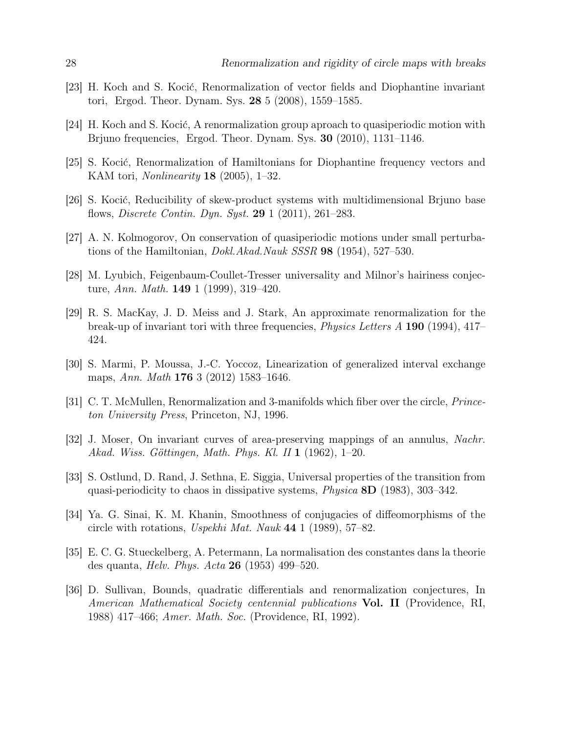[23] H. Koch and S. Kocić, Renormalization of vector fields and Diophantine invariant tori, Ergod. Theor. Dynam. Sys. **28** 5 (2008), 1559–1585.

[24] H. Koch and S. Kocić, A renormalization group aproach to quasiperiodic motion with Brjuno frequencies, Ergod. Theor. Dynam. Sys. **30** (2010), 1131–1146.

[25] S. Kocić, Renormalization of Hamiltonians for Diophantine frequency vectors and KAM tori, *Nonlinearity* **18** (2005), 1–32.

[26] S. Kocić, Reducibility of skew-product systems with multidimensional Brjuno base flows, *Discrete Contin. Dyn. Syst.* **29** 1 (2011), 261–283.

[27] A. N. Kolmogorov, On conservation of quasiperiodic motions under small perturbations of the Hamiltonian, *Dokl.Akad.Nauk SSSR* **98** (1954), 527–530.

[28] M. Lyubich, Feigenbaum-Coullet-Tresser universality and Milnor's hairiness conjecture, *Ann. Math.* **149** 1 (1999), 319–420.

[29] R. S. MacKay, J. D. Meiss and J. Stark, An approximate renormalization for the break-up of invariant tori with three frequencies, *Physics Letters A* **190** (1994), 417–424.

[30] S. Marmi, P. Moussa, J.-C. Yoccoz, Linearization of generalized interval exchange maps, *Ann. Math* **176** 3 (2012) 1583–1646.

[31] C. T. McMullen, Renormalization and 3-manifolds which fiber over the circle, *Princeton University Press*, Princeton, NJ, 1996.

[32] J. Moser, On invariant curves of area-preserving mappings of an annulus, *Nachr. Akad. Wiss. Göttingen, Math. Phys. Kl. II* **1** (1962), 1–20.

[33] S. Ostlund, D. Rand, J. Sethna, E. Siggia, Universal properties of the transition from quasi-periodicity to chaos in dissipative systems, *Physica* **8D** (1983), 303–342.

[34] Ya. G. Sinai, K. M. Khanin, Smoothness of conjugacies of diffeomorphisms of the circle with rotations, *Uspekhi Mat. Nauk* **44** 1 (1989), 57–82.

[35] E. C. G. Stueckelberg, A. Petermann, La normalisation des constantes dans la theorie des quanta, *Helv. Phys. Acta* **26** (1953) 499–520.

[36] D. Sullivan, Bounds, quadratic differentials and renormalization conjectures, In *American Mathematical Society centennial publications* **Vol. II** (Providence, RI, 1988) 417–466; *Amer. Math. Soc.* (Providence, RI, 1992).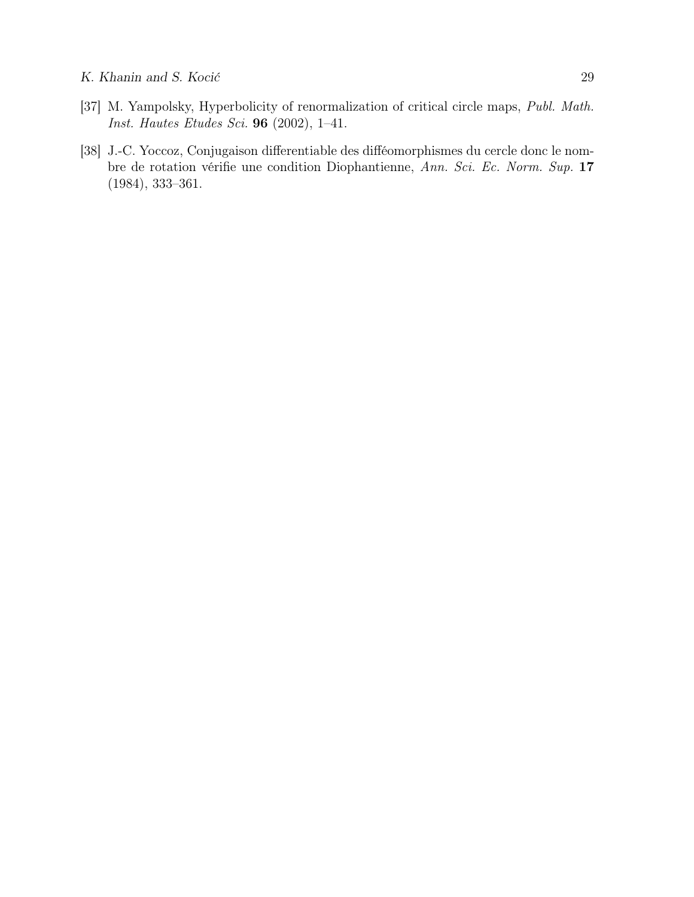[37] M. Yampolsky, Hyperbolicity of renormalization of critical circle maps, *Publ. Math. Inst. Hautes Etudes Sci.* **96** (2002), 1–41.

[38] J.-C. Yoccoz, Conjugaison differentiable des difféomorphismes du cercle donc le nombre de rotation vérifie une condition Diophantienne, *Ann. Sci. Ec. Norm. Sup.* **17** (1984), 333–361.